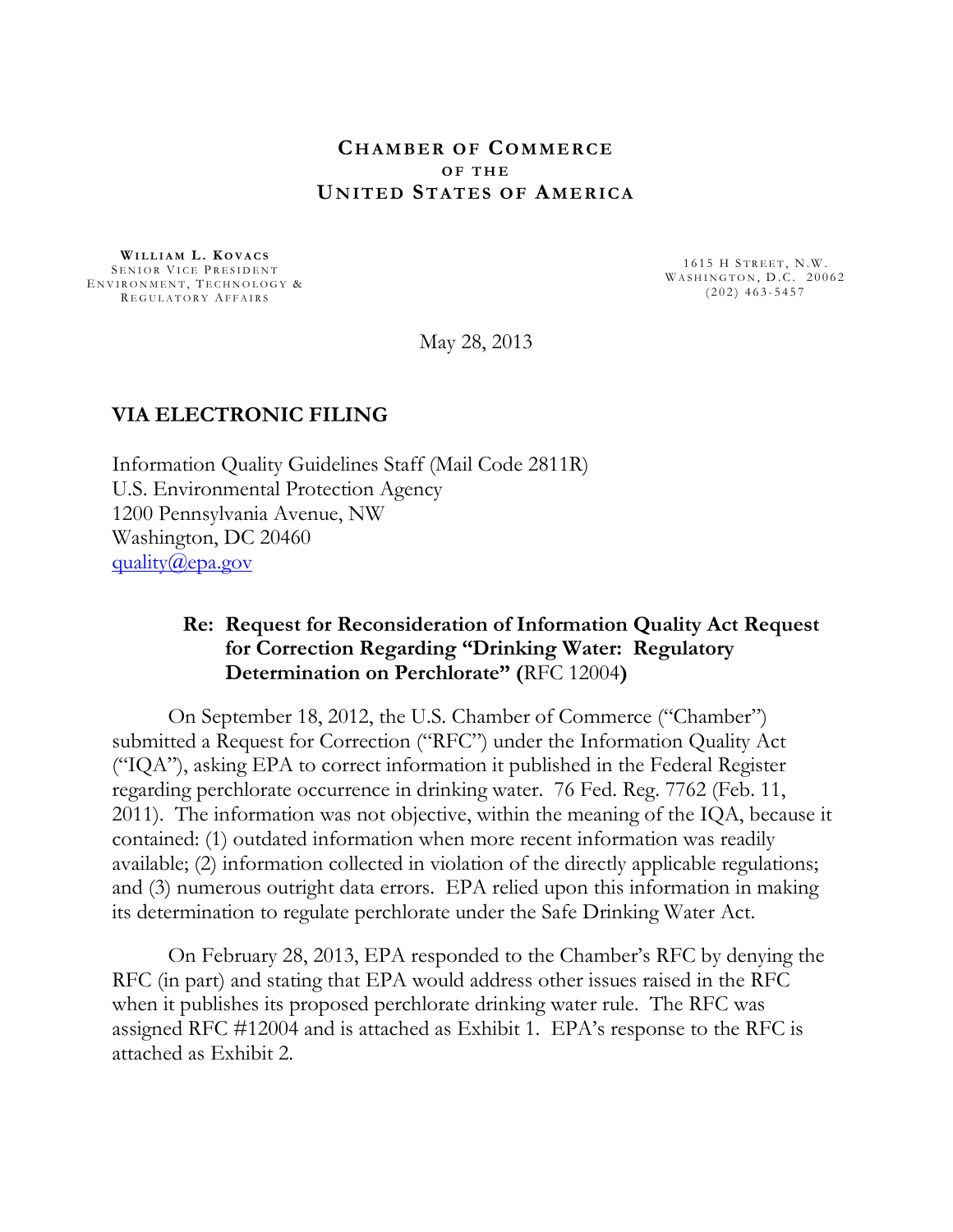**CHAMBER OF COMMERCE**
**OF THE**
**UNITED STATES OF AMERICA**

**WILLIAM L. KOVACS**
SENIOR VICE PRESIDENT
ENVIRONMENT, TECHNOLOGY &
REGULATORY AFFAIRS

1615 H STREET, N.W.
WASHINGTON, D.C. 20062
(202) 463-5457

May 28, 2013

**VIA ELECTRONIC FILING**

Information Quality Guidelines Staff (Mail Code 2811R)
U.S. Environmental Protection Agency
1200 Pennsylvania Avenue, NW
Washington, DC 20460
quality@epa.gov

**Re: Request for Reconsideration of Information Quality Act Request for Correction Regarding "Drinking Water: Regulatory Determination on Perchlorate" (**RFC 12004**)**

On September 18, 2012, the U.S. Chamber of Commerce ("Chamber") submitted a Request for Correction ("RFC") under the Information Quality Act ("IQA"), asking EPA to correct information it published in the Federal Register regarding perchlorate occurrence in drinking water. 76 Fed. Reg. 7762 (Feb. 11, 2011). The information was not objective, within the meaning of the IQA, because it contained: (1) outdated information when more recent information was readily available; (2) information collected in violation of the directly applicable regulations; and (3) numerous outright data errors. EPA relied upon this information in making its determination to regulate perchlorate under the Safe Drinking Water Act.

On February 28, 2013, EPA responded to the Chamber's RFC by denying the RFC (in part) and stating that EPA would address other issues raised in the RFC when it publishes its proposed perchlorate drinking water rule. The RFC was assigned RFC #12004 and is attached as Exhibit 1. EPA's response to the RFC is attached as Exhibit 2.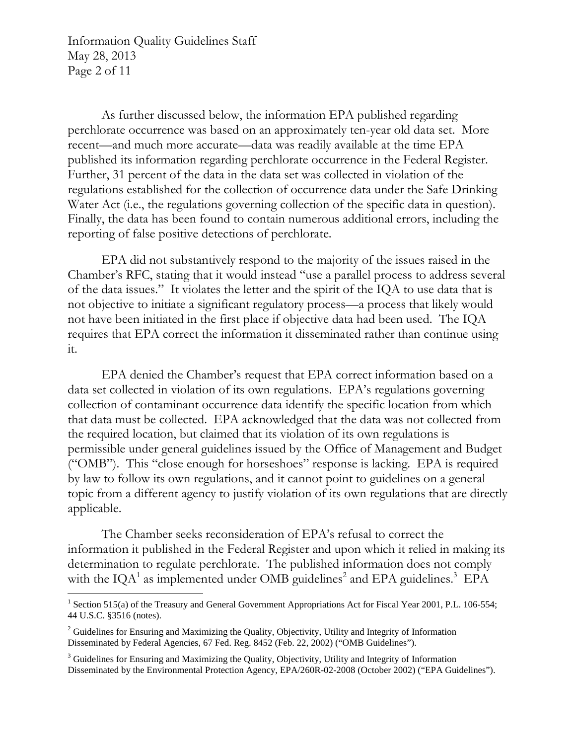As further discussed below, the information EPA published regarding perchlorate occurrence was based on an approximately ten-year old data set. More recent—and much more accurate—data was readily available at the time EPA published its information regarding perchlorate occurrence in the Federal Register. Further, 31 percent of the data in the data set was collected in violation of the regulations established for the collection of occurrence data under the Safe Drinking Water Act (i.e., the regulations governing collection of the specific data in question). Finally, the data has been found to contain numerous additional errors, including the reporting of false positive detections of perchlorate.

EPA did not substantively respond to the majority of the issues raised in the Chamber's RFC, stating that it would instead "use a parallel process to address several of the data issues." It violates the letter and the spirit of the IQA to use data that is not objective to initiate a significant regulatory process—a process that likely would not have been initiated in the first place if objective data had been used. The IQA requires that EPA correct the information it disseminated rather than continue using it.

EPA denied the Chamber's request that EPA correct information based on a data set collected in violation of its own regulations. EPA's regulations governing collection of contaminant occurrence data identify the specific location from which that data must be collected. EPA acknowledged that the data was not collected from the required location, but claimed that its violation of its own regulations is permissible under general guidelines issued by the Office of Management and Budget ("OMB"). This "close enough for horseshoes" response is lacking. EPA is required by law to follow its own regulations, and it cannot point to guidelines on a general topic from a different agency to justify violation of its own regulations that are directly applicable.

The Chamber seeks reconsideration of EPA's refusal to correct the information it published in the Federal Register and upon which it relied in making its determination to regulate perchlorate. The published information does not comply with the IQA[1] as implemented under OMB guidelines[2] and EPA guidelines.[3] EPA

---

[1] Section 515(a) of the Treasury and General Government Appropriations Act for Fiscal Year 2001, P.L. 106-554; 44 U.S.C. §3516 (notes).

[2] Guidelines for Ensuring and Maximizing the Quality, Objectivity, Utility and Integrity of Information Disseminated by Federal Agencies, 67 Fed. Reg. 8452 (Feb. 22, 2002) ("OMB Guidelines").

[3] Guidelines for Ensuring and Maximizing the Quality, Objectivity, Utility and Integrity of Information Disseminated by the Environmental Protection Agency, EPA/260R-02-2008 (October 2002) ("EPA Guidelines").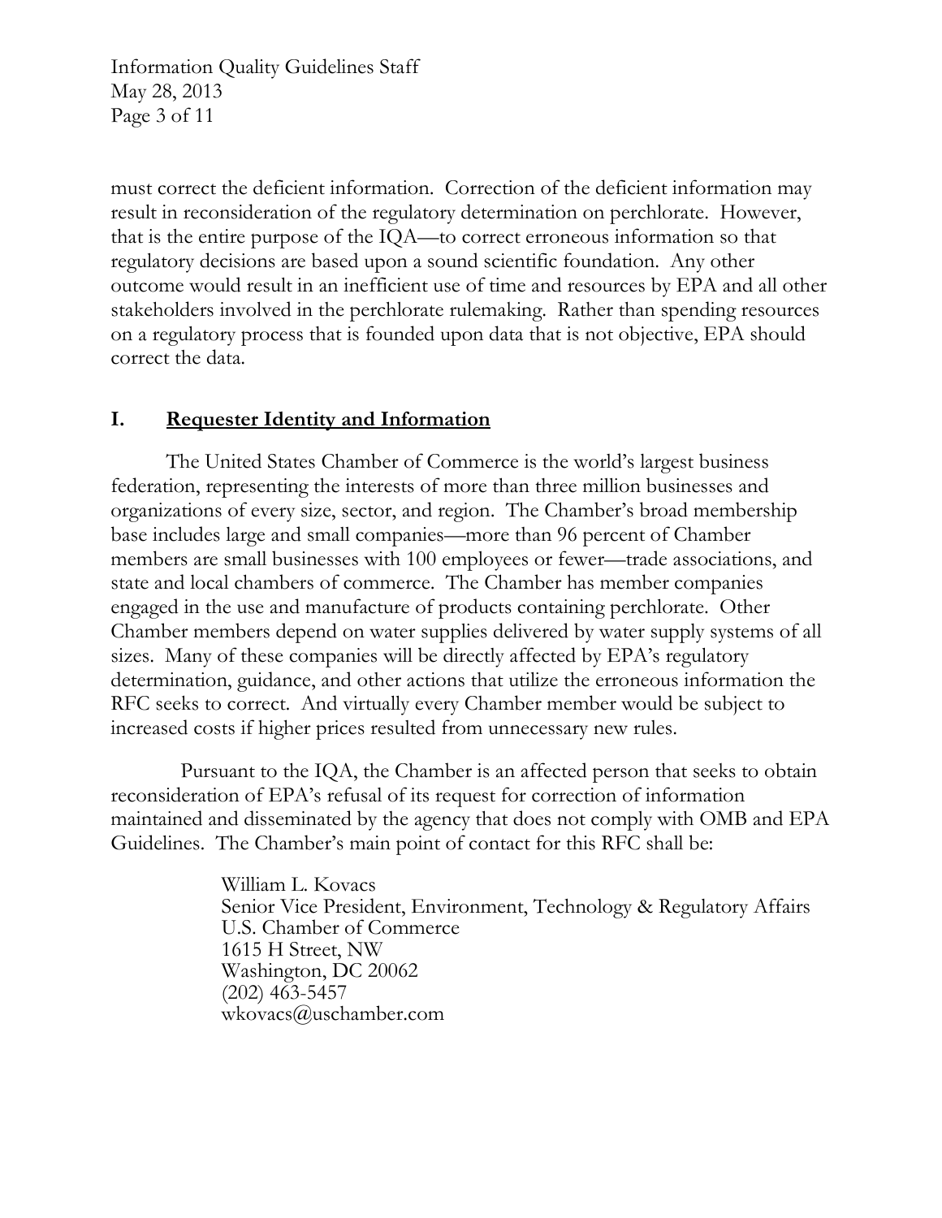must correct the deficient information. Correction of the deficient information may result in reconsideration of the regulatory determination on perchlorate. However, that is the entire purpose of the IQA—to correct erroneous information so that regulatory decisions are based upon a sound scientific foundation. Any other outcome would result in an inefficient use of time and resources by EPA and all other stakeholders involved in the perchlorate rulemaking. Rather than spending resources on a regulatory process that is founded upon data that is not objective, EPA should correct the data.

## I. Requester Identity and Information

The United States Chamber of Commerce is the world's largest business federation, representing the interests of more than three million businesses and organizations of every size, sector, and region. The Chamber's broad membership base includes large and small companies—more than 96 percent of Chamber members are small businesses with 100 employees or fewer—trade associations, and state and local chambers of commerce. The Chamber has member companies engaged in the use and manufacture of products containing perchlorate. Other Chamber members depend on water supplies delivered by water supply systems of all sizes. Many of these companies will be directly affected by EPA's regulatory determination, guidance, and other actions that utilize the erroneous information the RFC seeks to correct. And virtually every Chamber member would be subject to increased costs if higher prices resulted from unnecessary new rules.

Pursuant to the IQA, the Chamber is an affected person that seeks to obtain reconsideration of EPA's refusal of its request for correction of information maintained and disseminated by the agency that does not comply with OMB and EPA Guidelines. The Chamber's main point of contact for this RFC shall be:

William L. Kovacs
Senior Vice President, Environment, Technology & Regulatory Affairs
U.S. Chamber of Commerce
1615 H Street, NW
Washington, DC 20062
(202) 463-5457
wkovacs@uschamber.com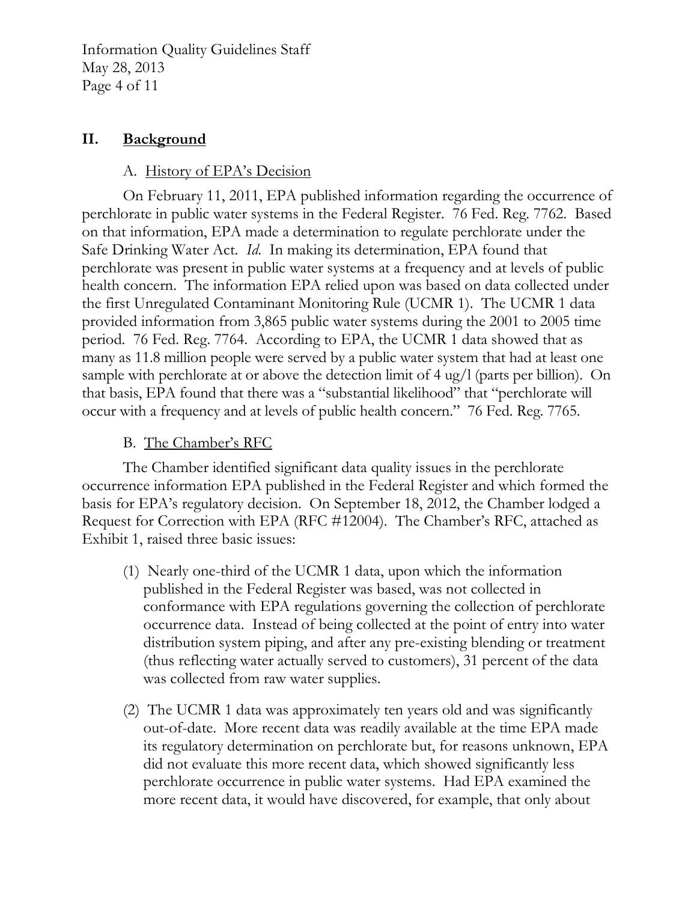## II. Background

### A. History of EPA's Decision

On February 11, 2011, EPA published information regarding the occurrence of perchlorate in public water systems in the Federal Register. 76 Fed. Reg. 7762. Based on that information, EPA made a determination to regulate perchlorate under the Safe Drinking Water Act. *Id*. In making its determination, EPA found that perchlorate was present in public water systems at a frequency and at levels of public health concern. The information EPA relied upon was based on data collected under the first Unregulated Contaminant Monitoring Rule (UCMR 1). The UCMR 1 data provided information from 3,865 public water systems during the 2001 to 2005 time period. 76 Fed. Reg. 7764. According to EPA, the UCMR 1 data showed that as many as 11.8 million people were served by a public water system that had at least one sample with perchlorate at or above the detection limit of 4 ug/l (parts per billion). On that basis, EPA found that there was a "substantial likelihood" that "perchlorate will occur with a frequency and at levels of public health concern." 76 Fed. Reg. 7765.

### B. The Chamber's RFC

The Chamber identified significant data quality issues in the perchlorate occurrence information EPA published in the Federal Register and which formed the basis for EPA's regulatory decision. On September 18, 2012, the Chamber lodged a Request for Correction with EPA (RFC #12004). The Chamber's RFC, attached as Exhibit 1, raised three basic issues:

(1) Nearly one-third of the UCMR 1 data, upon which the information published in the Federal Register was based, was not collected in conformance with EPA regulations governing the collection of perchlorate occurrence data. Instead of being collected at the point of entry into water distribution system piping, and after any pre-existing blending or treatment (thus reflecting water actually served to customers), 31 percent of the data was collected from raw water supplies.

(2) The UCMR 1 data was approximately ten years old and was significantly out-of-date. More recent data was readily available at the time EPA made its regulatory determination on perchlorate but, for reasons unknown, EPA did not evaluate this more recent data, which showed significantly less perchlorate occurrence in public water systems. Had EPA examined the more recent data, it would have discovered, for example, that only about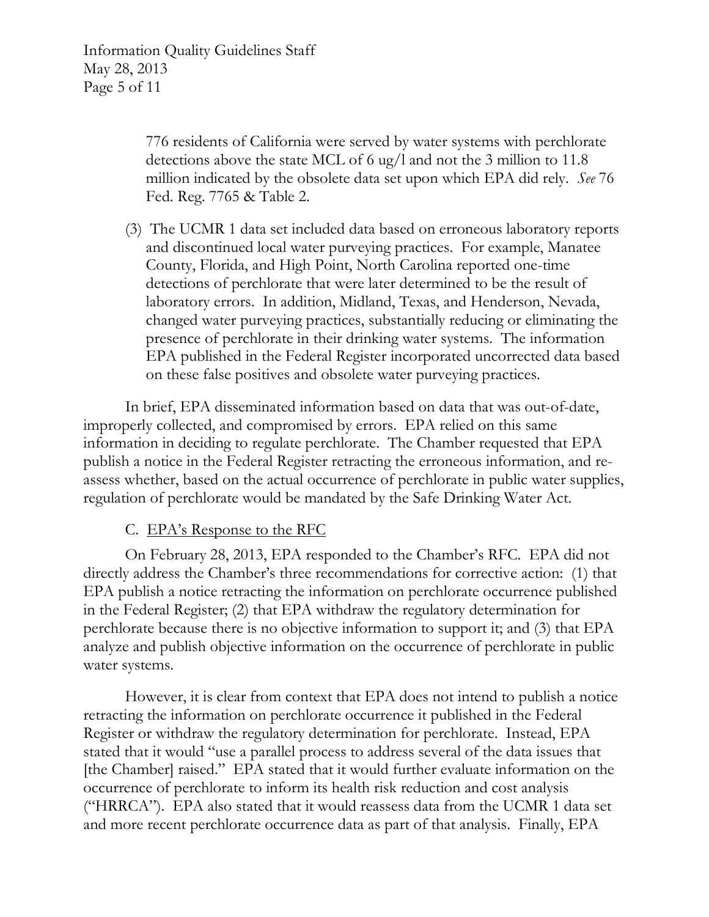776 residents of California were served by water systems with perchlorate detections above the state MCL of 6 ug/l and not the 3 million to 11.8 million indicated by the obsolete data set upon which EPA did rely. *See* 76 Fed. Reg. 7765 & Table 2.

(3) The UCMR 1 data set included data based on erroneous laboratory reports and discontinued local water purveying practices. For example, Manatee County, Florida, and High Point, North Carolina reported one-time detections of perchlorate that were later determined to be the result of laboratory errors. In addition, Midland, Texas, and Henderson, Nevada, changed water purveying practices, substantially reducing or eliminating the presence of perchlorate in their drinking water systems. The information EPA published in the Federal Register incorporated uncorrected data based on these false positives and obsolete water purveying practices.

In brief, EPA disseminated information based on data that was out-of-date, improperly collected, and compromised by errors. EPA relied on this same information in deciding to regulate perchlorate. The Chamber requested that EPA publish a notice in the Federal Register retracting the erroneous information, and re-assess whether, based on the actual occurrence of perchlorate in public water supplies, regulation of perchlorate would be mandated by the Safe Drinking Water Act.

C. <u>EPA's Response to the RFC</u>

On February 28, 2013, EPA responded to the Chamber's RFC. EPA did not directly address the Chamber's three recommendations for corrective action: (1) that EPA publish a notice retracting the information on perchlorate occurrence published in the Federal Register; (2) that EPA withdraw the regulatory determination for perchlorate because there is no objective information to support it; and (3) that EPA analyze and publish objective information on the occurrence of perchlorate in public water systems.

However, it is clear from context that EPA does not intend to publish a notice retracting the information on perchlorate occurrence it published in the Federal Register or withdraw the regulatory determination for perchlorate. Instead, EPA stated that it would "use a parallel process to address several of the data issues that [the Chamber] raised." EPA stated that it would further evaluate information on the occurrence of perchlorate to inform its health risk reduction and cost analysis ("HRRCA"). EPA also stated that it would reassess data from the UCMR 1 data set and more recent perchlorate occurrence data as part of that analysis. Finally, EPA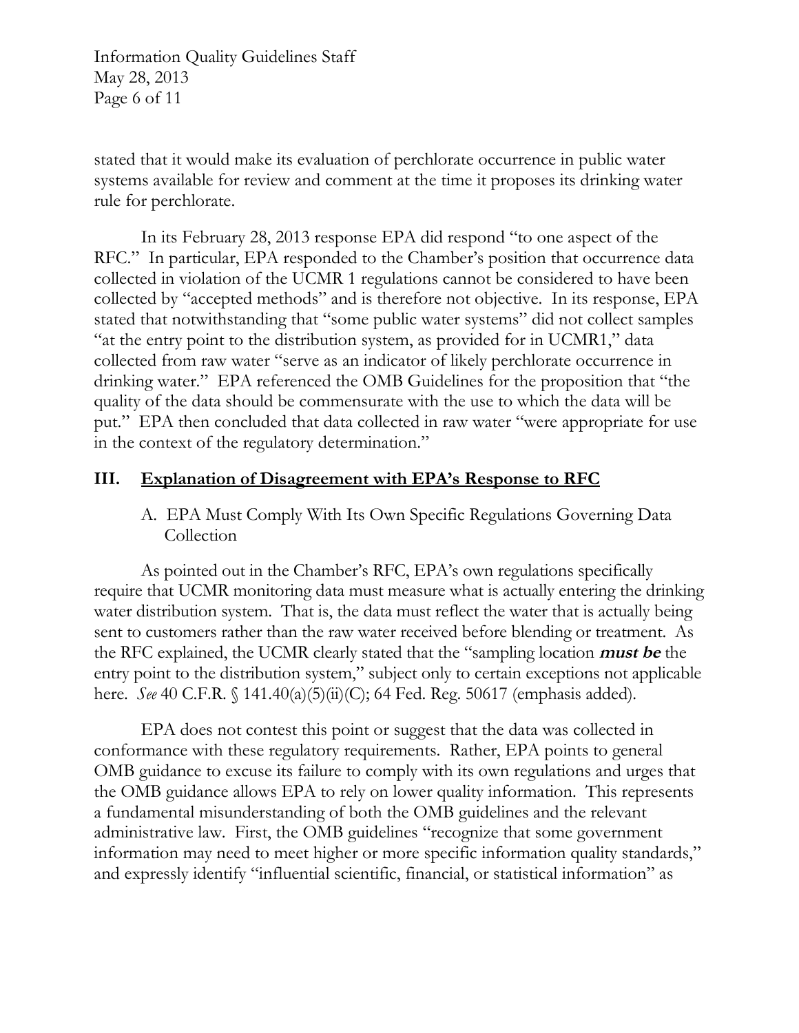stated that it would make its evaluation of perchlorate occurrence in public water systems available for review and comment at the time it proposes its drinking water rule for perchlorate.

In its February 28, 2013 response EPA did respond "to one aspect of the RFC." In particular, EPA responded to the Chamber's position that occurrence data collected in violation of the UCMR 1 regulations cannot be considered to have been collected by "accepted methods" and is therefore not objective. In its response, EPA stated that notwithstanding that "some public water systems" did not collect samples "at the entry point to the distribution system, as provided for in UCMR1," data collected from raw water "serve as an indicator of likely perchlorate occurrence in drinking water." EPA referenced the OMB Guidelines for the proposition that "the quality of the data should be commensurate with the use to which the data will be put." EPA then concluded that data collected in raw water "were appropriate for use in the context of the regulatory determination."

## III. Explanation of Disagreement with EPA's Response to RFC

### A. EPA Must Comply With Its Own Specific Regulations Governing Data Collection

As pointed out in the Chamber's RFC, EPA's own regulations specifically require that UCMR monitoring data must measure what is actually entering the drinking water distribution system. That is, the data must reflect the water that is actually being sent to customers rather than the raw water received before blending or treatment. As the RFC explained, the UCMR clearly stated that the "sampling location ***must be*** the entry point to the distribution system," subject only to certain exceptions not applicable here. *See* 40 C.F.R. § 141.40(a)(5)(ii)(C); 64 Fed. Reg. 50617 (emphasis added).

EPA does not contest this point or suggest that the data was collected in conformance with these regulatory requirements. Rather, EPA points to general OMB guidance to excuse its failure to comply with its own regulations and urges that the OMB guidance allows EPA to rely on lower quality information. This represents a fundamental misunderstanding of both the OMB guidelines and the relevant administrative law. First, the OMB guidelines "recognize that some government information may need to meet higher or more specific information quality standards," and expressly identify "influential scientific, financial, or statistical information" as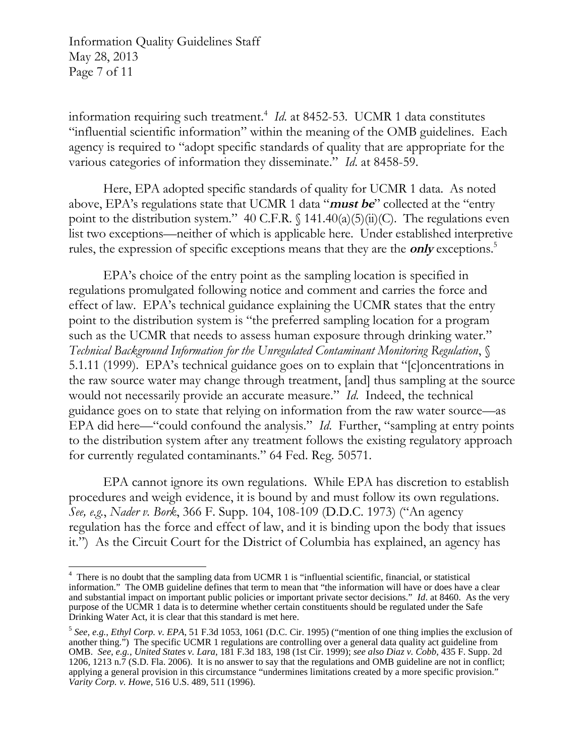information requiring such treatment.[4] *Id.* at 8452-53. UCMR 1 data constitutes "influential scientific information" within the meaning of the OMB guidelines. Each agency is required to "adopt specific standards of quality that are appropriate for the various categories of information they disseminate." *Id.* at 8458-59.

Here, EPA adopted specific standards of quality for UCMR 1 data. As noted above, EPA's regulations state that UCMR 1 data "***must be***" collected at the "entry point to the distribution system." 40 C.F.R. § 141.40(a)(5)(ii)(C). The regulations even list two exceptions—neither of which is applicable here. Under established interpretive rules, the expression of specific exceptions means that they are the ***only*** exceptions.[5]

EPA's choice of the entry point as the sampling location is specified in regulations promulgated following notice and comment and carries the force and effect of law. EPA's technical guidance explaining the UCMR states that the entry point to the distribution system is "the preferred sampling location for a program such as the UCMR that needs to assess human exposure through drinking water." *Technical Background Information for the Unregulated Contaminant Monitoring Regulation*, § 5.1.11 (1999). EPA's technical guidance goes on to explain that "[c]oncentrations in the raw source water may change through treatment, [and] thus sampling at the source would not necessarily provide an accurate measure." *Id.* Indeed, the technical guidance goes on to state that relying on information from the raw water source—as EPA did here—"could confound the analysis." *Id.* Further, "sampling at entry points to the distribution system after any treatment follows the existing regulatory approach for currently regulated contaminants." 64 Fed. Reg. 50571.

EPA cannot ignore its own regulations. While EPA has discretion to establish procedures and weigh evidence, it is bound by and must follow its own regulations. *See, e.g.*, *Nader v. Bork*, 366 F. Supp. 104, 108-109 (D.D.C. 1973) ("An agency regulation has the force and effect of law, and it is binding upon the body that issues it.") As the Circuit Court for the District of Columbia has explained, an agency has

---

[4] There is no doubt that the sampling data from UCMR 1 is "influential scientific, financial, or statistical information." The OMB guideline defines that term to mean that "the information will have or does have a clear and substantial impact on important public policies or important private sector decisions." *Id*. at 8460. As the very purpose of the UCMR 1 data is to determine whether certain constituents should be regulated under the Safe Drinking Water Act, it is clear that this standard is met here.

[5] *See, e.g., Ethyl Corp. v. EPA*, 51 F.3d 1053, 1061 (D.C. Cir. 1995) ("mention of one thing implies the exclusion of another thing.") The specific UCMR 1 regulations are controlling over a general data quality act guideline from OMB. *See, e.g., United States v. Lara*, 181 F.3d 183, 198 (1st Cir. 1999); *see also Diaz v. Cobb*, 435 F. Supp. 2d 1206, 1213 n.7 (S.D. Fla. 2006). It is no answer to say that the regulations and OMB guideline are not in conflict; applying a general provision in this circumstance "undermines limitations created by a more specific provision." *Varity Corp. v. Howe*, 516 U.S. 489, 511 (1996).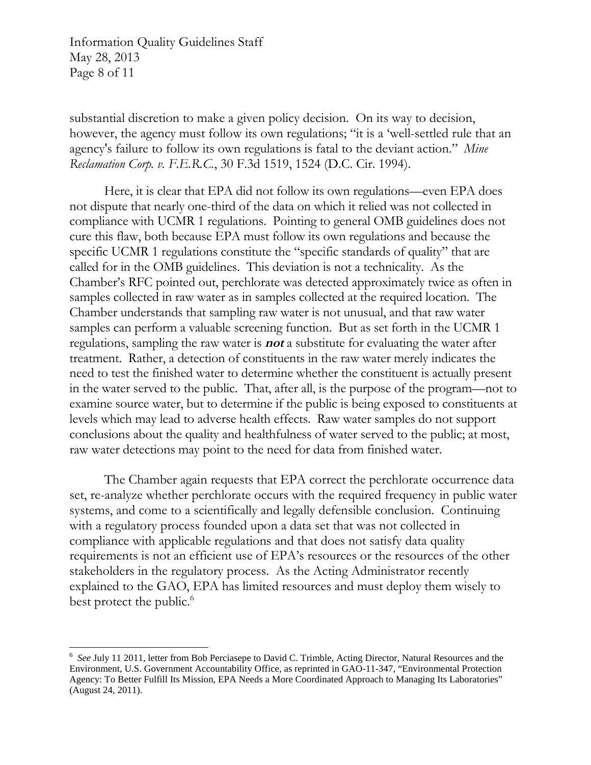substantial discretion to make a given policy decision. On its way to decision, however, the agency must follow its own regulations; "it is a 'well-settled rule that an agency's failure to follow its own regulations is fatal to the deviant action." *Mine Reclamation Corp. v. F.E.R.C.*, 30 F.3d 1519, 1524 (D.C. Cir. 1994).

Here, it is clear that EPA did not follow its own regulations—even EPA does not dispute that nearly one-third of the data on which it relied was not collected in compliance with UCMR 1 regulations. Pointing to general OMB guidelines does not cure this flaw, both because EPA must follow its own regulations and because the specific UCMR 1 regulations constitute the "specific standards of quality" that are called for in the OMB guidelines. This deviation is not a technicality. As the Chamber's RFC pointed out, perchlorate was detected approximately twice as often in samples collected in raw water as in samples collected at the required location. The Chamber understands that sampling raw water is not unusual, and that raw water samples can perform a valuable screening function. But as set forth in the UCMR 1 regulations, sampling the raw water is ***not*** a substitute for evaluating the water after treatment. Rather, a detection of constituents in the raw water merely indicates the need to test the finished water to determine whether the constituent is actually present in the water served to the public. That, after all, is the purpose of the program—not to examine source water, but to determine if the public is being exposed to constituents at levels which may lead to adverse health effects. Raw water samples do not support conclusions about the quality and healthfulness of water served to the public; at most, raw water detections may point to the need for data from finished water.

The Chamber again requests that EPA correct the perchlorate occurrence data set, re-analyze whether perchlorate occurs with the required frequency in public water systems, and come to a scientifically and legally defensible conclusion. Continuing with a regulatory process founded upon a data set that was not collected in compliance with applicable regulations and that does not satisfy data quality requirements is not an efficient use of EPA's resources or the resources of the other stakeholders in the regulatory process. As the Acting Administrator recently explained to the GAO, EPA has limited resources and must deploy them wisely to best protect the public.[6]

---

[6] *See* July 11 2011, letter from Bob Perciasepe to David C. Trimble, Acting Director, Natural Resources and the Environment, U.S. Government Accountability Office, as reprinted in GAO-11-347, "Environmental Protection Agency: To Better Fulfill Its Mission, EPA Needs a More Coordinated Approach to Managing Its Laboratories" (August 24, 2011).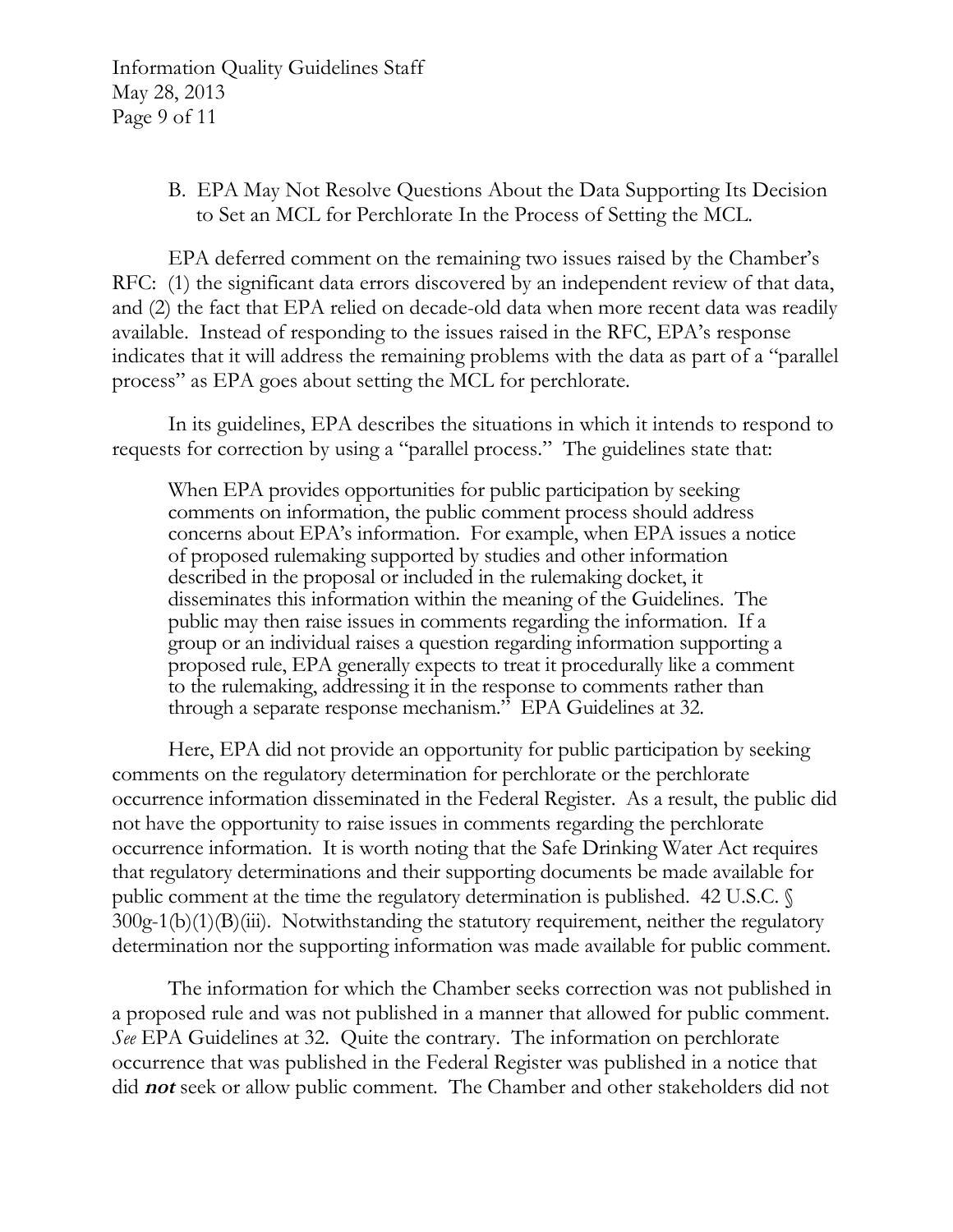### B. EPA May Not Resolve Questions About the Data Supporting Its Decision to Set an MCL for Perchlorate In the Process of Setting the MCL.

EPA deferred comment on the remaining two issues raised by the Chamber's RFC: (1) the significant data errors discovered by an independent review of that data, and (2) the fact that EPA relied on decade-old data when more recent data was readily available. Instead of responding to the issues raised in the RFC, EPA's response indicates that it will address the remaining problems with the data as part of a "parallel process" as EPA goes about setting the MCL for perchlorate.

In its guidelines, EPA describes the situations in which it intends to respond to requests for correction by using a "parallel process." The guidelines state that:

> When EPA provides opportunities for public participation by seeking comments on information, the public comment process should address concerns about EPA's information. For example, when EPA issues a notice of proposed rulemaking supported by studies and other information described in the proposal or included in the rulemaking docket, it disseminates this information within the meaning of the Guidelines. The public may then raise issues in comments regarding the information. If a group or an individual raises a question regarding information supporting a proposed rule, EPA generally expects to treat it procedurally like a comment to the rulemaking, addressing it in the response to comments rather than through a separate response mechanism." EPA Guidelines at 32.

Here, EPA did not provide an opportunity for public participation by seeking comments on the regulatory determination for perchlorate or the perchlorate occurrence information disseminated in the Federal Register. As a result, the public did not have the opportunity to raise issues in comments regarding the perchlorate occurrence information. It is worth noting that the Safe Drinking Water Act requires that regulatory determinations and their supporting documents be made available for public comment at the time the regulatory determination is published. 42 U.S.C. § 300g-1(b)(1)(B)(iii). Notwithstanding the statutory requirement, neither the regulatory determination nor the supporting information was made available for public comment.

The information for which the Chamber seeks correction was not published in a proposed rule and was not published in a manner that allowed for public comment. *See* EPA Guidelines at 32. Quite the contrary. The information on perchlorate occurrence that was published in the Federal Register was published in a notice that did ***not*** seek or allow public comment. The Chamber and other stakeholders did not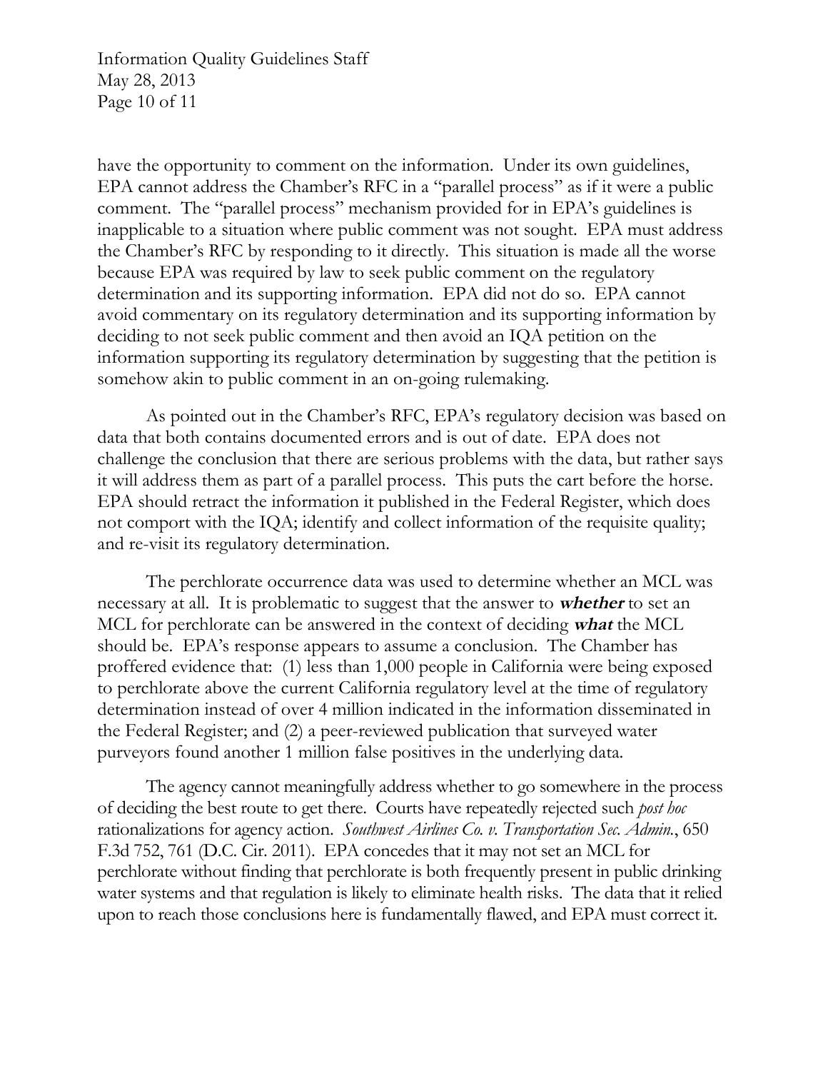have the opportunity to comment on the information. Under its own guidelines, EPA cannot address the Chamber's RFC in a "parallel process" as if it were a public comment. The "parallel process" mechanism provided for in EPA's guidelines is inapplicable to a situation where public comment was not sought. EPA must address the Chamber's RFC by responding to it directly. This situation is made all the worse because EPA was required by law to seek public comment on the regulatory determination and its supporting information. EPA did not do so. EPA cannot avoid commentary on its regulatory determination and its supporting information by deciding to not seek public comment and then avoid an IQA petition on the information supporting its regulatory determination by suggesting that the petition is somehow akin to public comment in an on-going rulemaking.

As pointed out in the Chamber's RFC, EPA's regulatory decision was based on data that both contains documented errors and is out of date. EPA does not challenge the conclusion that there are serious problems with the data, but rather says it will address them as part of a parallel process. This puts the cart before the horse. EPA should retract the information it published in the Federal Register, which does not comport with the IQA; identify and collect information of the requisite quality; and re-visit its regulatory determination.

The perchlorate occurrence data was used to determine whether an MCL was necessary at all. It is problematic to suggest that the answer to ***whether*** to set an MCL for perchlorate can be answered in the context of deciding ***what*** the MCL should be. EPA's response appears to assume a conclusion. The Chamber has proffered evidence that: (1) less than 1,000 people in California were being exposed to perchlorate above the current California regulatory level at the time of regulatory determination instead of over 4 million indicated in the information disseminated in the Federal Register; and (2) a peer-reviewed publication that surveyed water purveyors found another 1 million false positives in the underlying data.

The agency cannot meaningfully address whether to go somewhere in the process of deciding the best route to get there. Courts have repeatedly rejected such *post hoc* rationalizations for agency action. *Southwest Airlines Co. v. Transportation Sec. Admin.*, 650 F.3d 752, 761 (D.C. Cir. 2011). EPA concedes that it may not set an MCL for perchlorate without finding that perchlorate is both frequently present in public drinking water systems and that regulation is likely to eliminate health risks. The data that it relied upon to reach those conclusions here is fundamentally flawed, and EPA must correct it.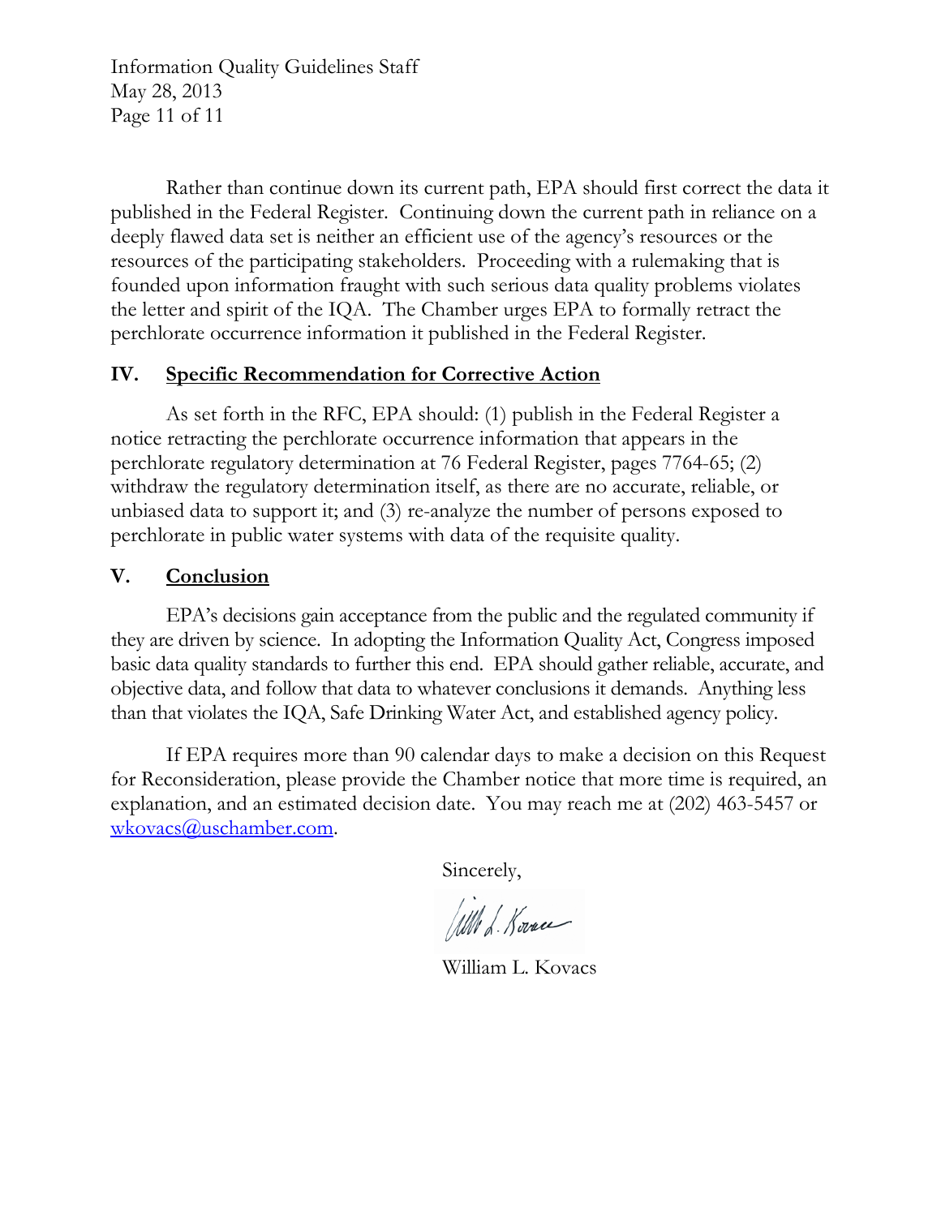Rather than continue down its current path, EPA should first correct the data it published in the Federal Register. Continuing down the current path in reliance on a deeply flawed data set is neither an efficient use of the agency's resources or the resources of the participating stakeholders. Proceeding with a rulemaking that is founded upon information fraught with such serious data quality problems violates the letter and spirit of the IQA. The Chamber urges EPA to formally retract the perchlorate occurrence information it published in the Federal Register.

## IV. Specific Recommendation for Corrective Action

As set forth in the RFC, EPA should: (1) publish in the Federal Register a notice retracting the perchlorate occurrence information that appears in the perchlorate regulatory determination at 76 Federal Register, pages 7764-65; (2) withdraw the regulatory determination itself, as there are no accurate, reliable, or unbiased data to support it; and (3) re-analyze the number of persons exposed to perchlorate in public water systems with data of the requisite quality.

## V. Conclusion

EPA's decisions gain acceptance from the public and the regulated community if they are driven by science. In adopting the Information Quality Act, Congress imposed basic data quality standards to further this end. EPA should gather reliable, accurate, and objective data, and follow that data to whatever conclusions it demands. Anything less than that violates the IQA, Safe Drinking Water Act, and established agency policy.

If EPA requires more than 90 calendar days to make a decision on this Request for Reconsideration, please provide the Chamber notice that more time is required, an explanation, and an estimated decision date. You may reach me at (202) 463-5457 or wkovacs@uschamber.com.

Sincerely,

William L. Kovacs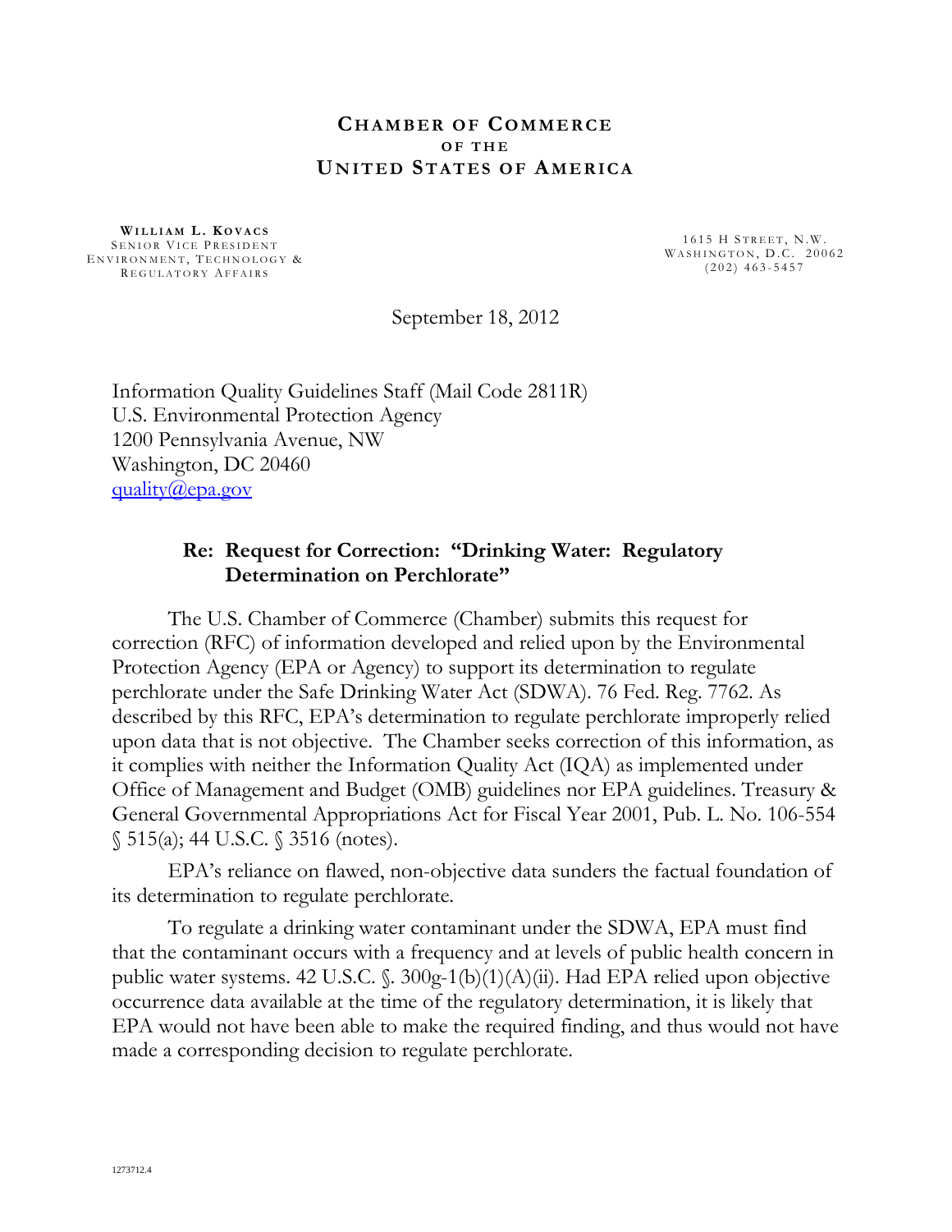**CHAMBER OF COMMERCE**
**OF THE**
**UNITED STATES OF AMERICA**

**WILLIAM L. KOVACS**
SENIOR VICE PRESIDENT
ENVIRONMENT, TECHNOLOGY &
REGULATORY AFFAIRS

1615 H STREET, N.W.
WASHINGTON, D.C. 20062
(202) 463-5457

September 18, 2012

Information Quality Guidelines Staff (Mail Code 2811R)
U.S. Environmental Protection Agency
1200 Pennsylvania Avenue, NW
Washington, DC 20460
quality@epa.gov

**Re: Request for Correction: "Drinking Water: Regulatory Determination on Perchlorate"**

The U.S. Chamber of Commerce (Chamber) submits this request for correction (RFC) of information developed and relied upon by the Environmental Protection Agency (EPA or Agency) to support its determination to regulate perchlorate under the Safe Drinking Water Act (SDWA). 76 Fed. Reg. 7762. As described by this RFC, EPA's determination to regulate perchlorate improperly relied upon data that is not objective. The Chamber seeks correction of this information, as it complies with neither the Information Quality Act (IQA) as implemented under Office of Management and Budget (OMB) guidelines nor EPA guidelines. Treasury & General Governmental Appropriations Act for Fiscal Year 2001, Pub. L. No. 106-554 § 515(a); 44 U.S.C. § 3516 (notes).

EPA's reliance on flawed, non-objective data sunders the factual foundation of its determination to regulate perchlorate.

To regulate a drinking water contaminant under the SDWA, EPA must find that the contaminant occurs with a frequency and at levels of public health concern in public water systems. 42 U.S.C. §. 300g-1(b)(1)(A)(ii). Had EPA relied upon objective occurrence data available at the time of the regulatory determination, it is likely that EPA would not have been able to make the required finding, and thus would not have made a corresponding decision to regulate perchlorate.

1273712.4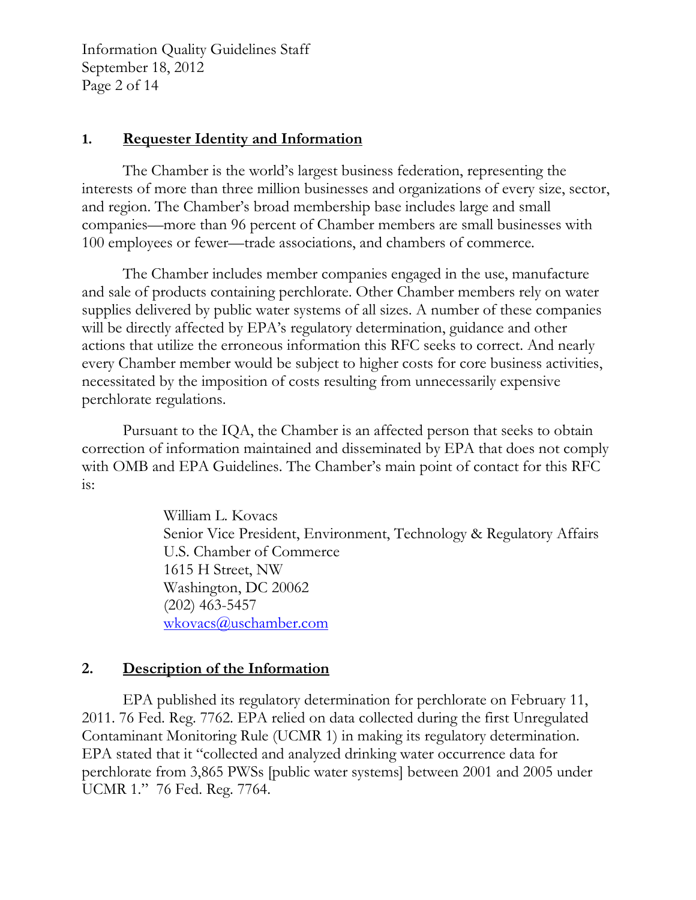## 1. Requester Identity and Information

The Chamber is the world's largest business federation, representing the interests of more than three million businesses and organizations of every size, sector, and region. The Chamber's broad membership base includes large and small companies—more than 96 percent of Chamber members are small businesses with 100 employees or fewer—trade associations, and chambers of commerce.

The Chamber includes member companies engaged in the use, manufacture and sale of products containing perchlorate. Other Chamber members rely on water supplies delivered by public water systems of all sizes. A number of these companies will be directly affected by EPA's regulatory determination, guidance and other actions that utilize the erroneous information this RFC seeks to correct. And nearly every Chamber member would be subject to higher costs for core business activities, necessitated by the imposition of costs resulting from unnecessarily expensive perchlorate regulations.

Pursuant to the IQA, the Chamber is an affected person that seeks to obtain correction of information maintained and disseminated by EPA that does not comply with OMB and EPA Guidelines. The Chamber's main point of contact for this RFC is:

> William L. Kovacs
> Senior Vice President, Environment, Technology & Regulatory Affairs
> U.S. Chamber of Commerce
> 1615 H Street, NW
> Washington, DC 20062
> (202) 463-5457
> wkovacs@uschamber.com

## 2. Description of the Information

EPA published its regulatory determination for perchlorate on February 11, 2011. 76 Fed. Reg. 7762. EPA relied on data collected during the first Unregulated Contaminant Monitoring Rule (UCMR 1) in making its regulatory determination. EPA stated that it "collected and analyzed drinking water occurrence data for perchlorate from 3,865 PWSs [public water systems] between 2001 and 2005 under UCMR 1." 76 Fed. Reg. 7764.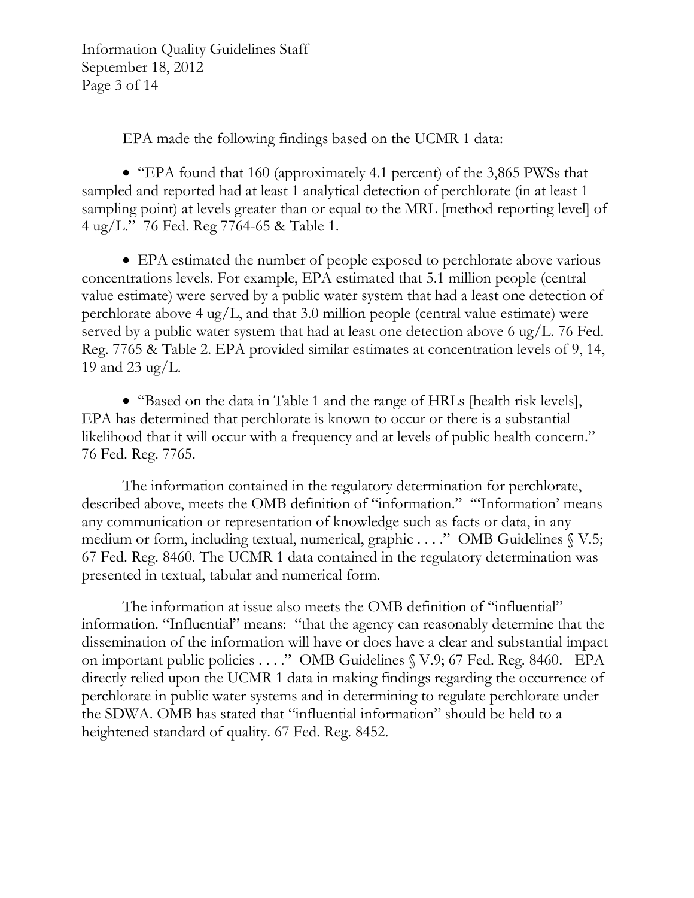EPA made the following findings based on the UCMR 1 data:

- "EPA found that 160 (approximately 4.1 percent) of the 3,865 PWSs that sampled and reported had at least 1 analytical detection of perchlorate (in at least 1 sampling point) at levels greater than or equal to the MRL [method reporting level] of 4 ug/L." 76 Fed. Reg 7764-65 & Table 1.

- EPA estimated the number of people exposed to perchlorate above various concentrations levels. For example, EPA estimated that 5.1 million people (central value estimate) were served by a public water system that had a least one detection of perchlorate above 4 ug/L, and that 3.0 million people (central value estimate) were served by a public water system that had at least one detection above 6 ug/L. 76 Fed. Reg. 7765 & Table 2. EPA provided similar estimates at concentration levels of 9, 14, 19 and 23 ug/L.

- "Based on the data in Table 1 and the range of HRLs [health risk levels], EPA has determined that perchlorate is known to occur or there is a substantial likelihood that it will occur with a frequency and at levels of public health concern." 76 Fed. Reg. 7765.

The information contained in the regulatory determination for perchlorate, described above, meets the OMB definition of "information." "'Information' means any communication or representation of knowledge such as facts or data, in any medium or form, including textual, numerical, graphic . . . ." OMB Guidelines § V.5; 67 Fed. Reg. 8460. The UCMR 1 data contained in the regulatory determination was presented in textual, tabular and numerical form.

The information at issue also meets the OMB definition of "influential" information. "Influential" means: "that the agency can reasonably determine that the dissemination of the information will have or does have a clear and substantial impact on important public policies . . . ." OMB Guidelines § V.9; 67 Fed. Reg. 8460. EPA directly relied upon the UCMR 1 data in making findings regarding the occurrence of perchlorate in public water systems and in determining to regulate perchlorate under the SDWA. OMB has stated that "influential information" should be held to a heightened standard of quality. 67 Fed. Reg. 8452.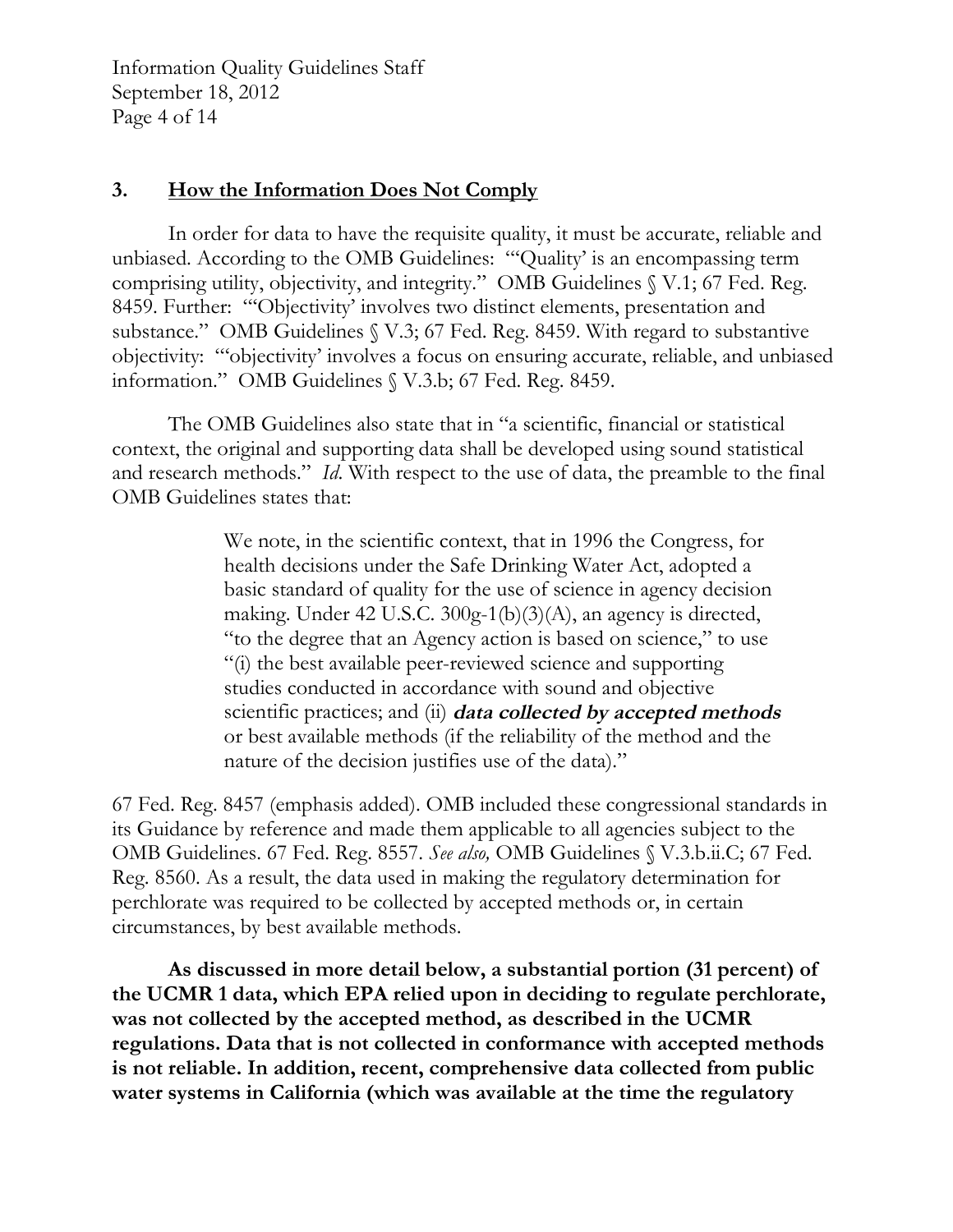## 3. How the Information Does Not Comply

In order for data to have the requisite quality, it must be accurate, reliable and unbiased. According to the OMB Guidelines: "'Quality' is an encompassing term comprising utility, objectivity, and integrity." OMB Guidelines § V.1; 67 Fed. Reg. 8459. Further: "'Objectivity' involves two distinct elements, presentation and substance." OMB Guidelines § V.3; 67 Fed. Reg. 8459. With regard to substantive objectivity: "'objectivity' involves a focus on ensuring accurate, reliable, and unbiased information." OMB Guidelines § V.3.b; 67 Fed. Reg. 8459.

The OMB Guidelines also state that in "a scientific, financial or statistical context, the original and supporting data shall be developed using sound statistical and research methods." *Id*. With respect to the use of data, the preamble to the final OMB Guidelines states that:

> We note, in the scientific context, that in 1996 the Congress, for health decisions under the Safe Drinking Water Act, adopted a basic standard of quality for the use of science in agency decision making. Under 42 U.S.C. 300g-1(b)(3)(A), an agency is directed, "to the degree that an Agency action is based on science," to use "(i) the best available peer-reviewed science and supporting studies conducted in accordance with sound and objective scientific practices; and (ii) ***data collected by accepted methods*** or best available methods (if the reliability of the method and the nature of the decision justifies use of the data)."

67 Fed. Reg. 8457 (emphasis added). OMB included these congressional standards in its Guidance by reference and made them applicable to all agencies subject to the OMB Guidelines. 67 Fed. Reg. 8557. *See also,* OMB Guidelines § V.3.b.ii.C; 67 Fed. Reg. 8560. As a result, the data used in making the regulatory determination for perchlorate was required to be collected by accepted methods or, in certain circumstances, by best available methods.

**As discussed in more detail below, a substantial portion (31 percent) of the UCMR 1 data, which EPA relied upon in deciding to regulate perchlorate, was not collected by the accepted method, as described in the UCMR regulations. Data that is not collected in conformance with accepted methods is not reliable. In addition, recent, comprehensive data collected from public water systems in California (which was available at the time the regulatory**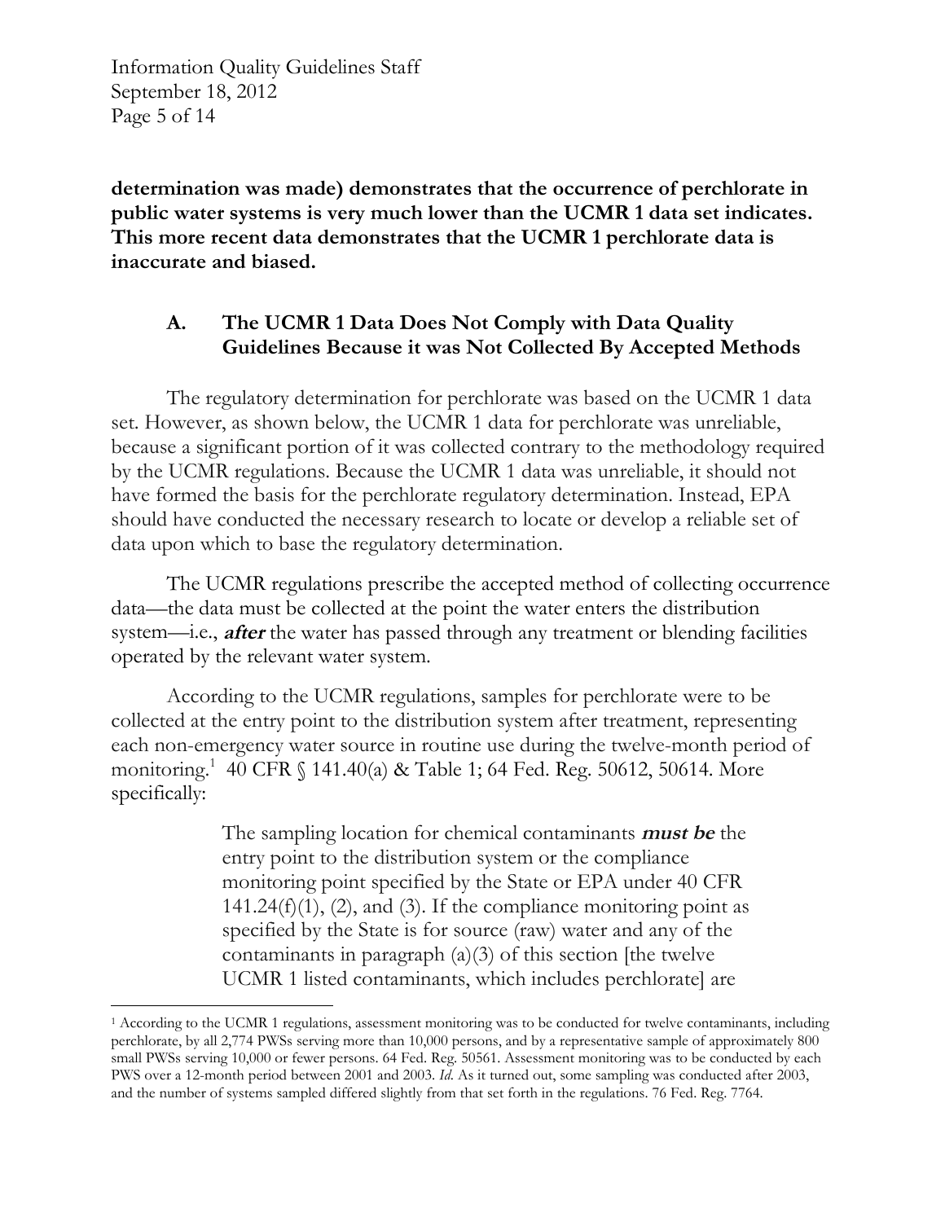**determination was made) demonstrates that the occurrence of perchlorate in public water systems is very much lower than the UCMR 1 data set indicates. This more recent data demonstrates that the UCMR 1 perchlorate data is inaccurate and biased.**

### A. The UCMR 1 Data Does Not Comply with Data Quality Guidelines Because it was Not Collected By Accepted Methods

The regulatory determination for perchlorate was based on the UCMR 1 data set. However, as shown below, the UCMR 1 data for perchlorate was unreliable, because a significant portion of it was collected contrary to the methodology required by the UCMR regulations. Because the UCMR 1 data was unreliable, it should not have formed the basis for the perchlorate regulatory determination. Instead, EPA should have conducted the necessary research to locate or develop a reliable set of data upon which to base the regulatory determination.

The UCMR regulations prescribe the accepted method of collecting occurrence data—the data must be collected at the point the water enters the distribution system—i.e., ***after*** the water has passed through any treatment or blending facilities operated by the relevant water system.

According to the UCMR regulations, samples for perchlorate were to be collected at the entry point to the distribution system after treatment, representing each non-emergency water source in routine use during the twelve-month period of monitoring.[1] 40 CFR § 141.40(a) & Table 1; 64 Fed. Reg. 50612, 50614. More specifically:

> The sampling location for chemical contaminants ***must be*** the entry point to the distribution system or the compliance monitoring point specified by the State or EPA under 40 CFR 141.24(f)(1), (2), and (3). If the compliance monitoring point as specified by the State is for source (raw) water and any of the contaminants in paragraph (a)(3) of this section [the twelve UCMR 1 listed contaminants, which includes perchlorate] are

[1] According to the UCMR 1 regulations, assessment monitoring was to be conducted for twelve contaminants, including perchlorate, by all 2,774 PWSs serving more than 10,000 persons, and by a representative sample of approximately 800 small PWSs serving 10,000 or fewer persons. 64 Fed. Reg. 50561. Assessment monitoring was to be conducted by each PWS over a 12-month period between 2001 and 2003. *Id.* As it turned out, some sampling was conducted after 2003, and the number of systems sampled differed slightly from that set forth in the regulations. 76 Fed. Reg. 7764.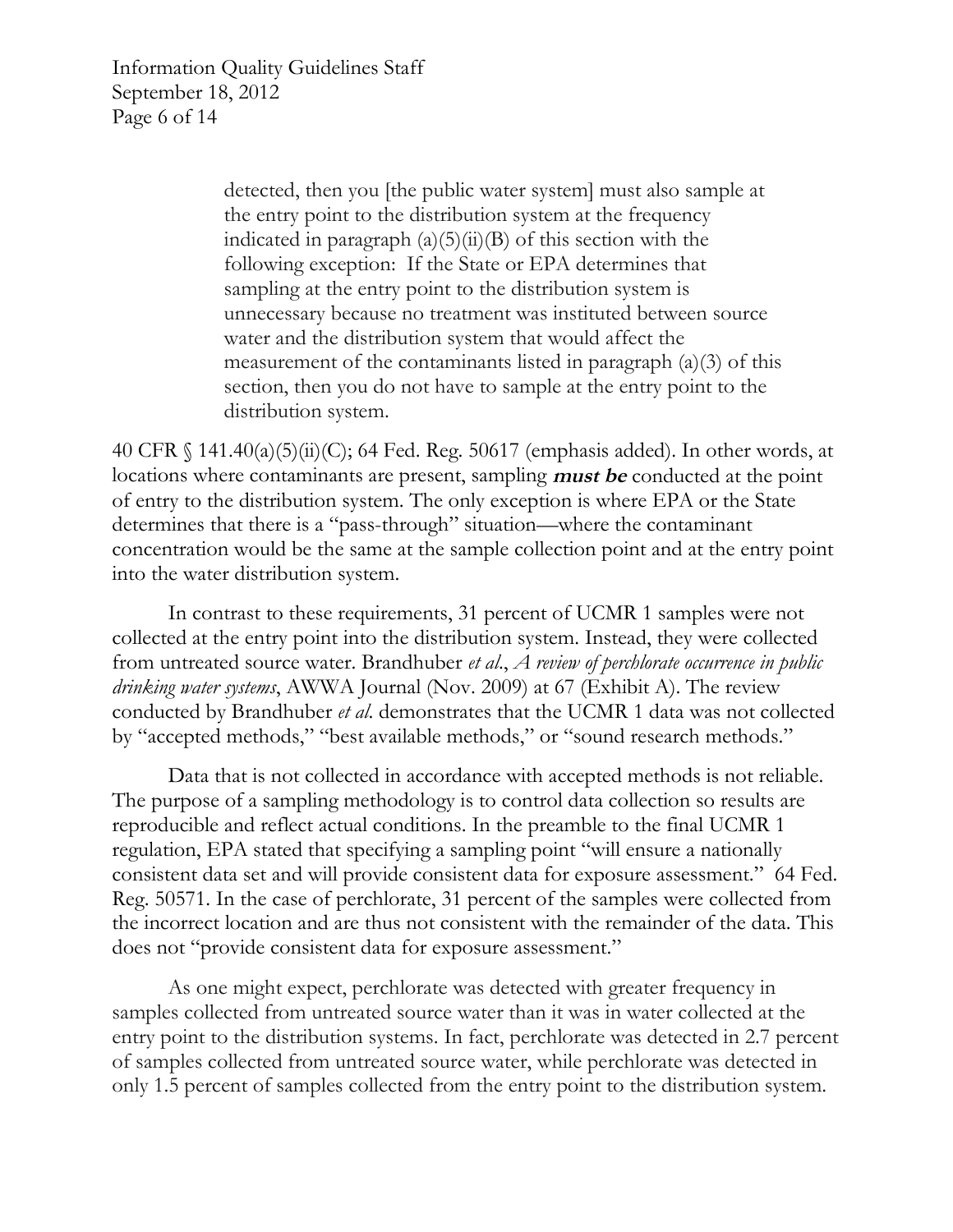> detected, then you [the public water system] must also sample at the entry point to the distribution system at the frequency indicated in paragraph (a)(5)(ii)(B) of this section with the following exception: If the State or EPA determines that sampling at the entry point to the distribution system is unnecessary because no treatment was instituted between source water and the distribution system that would affect the measurement of the contaminants listed in paragraph (a)(3) of this section, then you do not have to sample at the entry point to the distribution system.

40 CFR § 141.40(a)(5)(ii)(C); 64 Fed. Reg. 50617 (emphasis added). In other words, at locations where contaminants are present, sampling ***must be*** conducted at the point of entry to the distribution system. The only exception is where EPA or the State determines that there is a "pass-through" situation—where the contaminant concentration would be the same at the sample collection point and at the entry point into the water distribution system.

In contrast to these requirements, 31 percent of UCMR 1 samples were not collected at the entry point into the distribution system. Instead, they were collected from untreated source water. Brandhuber *et al.*, *A review of perchlorate occurrence in public drinking water systems*, AWWA Journal (Nov. 2009) at 67 (Exhibit A). The review conducted by Brandhuber *et al.* demonstrates that the UCMR 1 data was not collected by "accepted methods," "best available methods," or "sound research methods."

Data that is not collected in accordance with accepted methods is not reliable. The purpose of a sampling methodology is to control data collection so results are reproducible and reflect actual conditions. In the preamble to the final UCMR 1 regulation, EPA stated that specifying a sampling point "will ensure a nationally consistent data set and will provide consistent data for exposure assessment." 64 Fed. Reg. 50571. In the case of perchlorate, 31 percent of the samples were collected from the incorrect location and are thus not consistent with the remainder of the data. This does not "provide consistent data for exposure assessment."

As one might expect, perchlorate was detected with greater frequency in samples collected from untreated source water than it was in water collected at the entry point to the distribution systems. In fact, perchlorate was detected in 2.7 percent of samples collected from untreated source water, while perchlorate was detected in only 1.5 percent of samples collected from the entry point to the distribution system.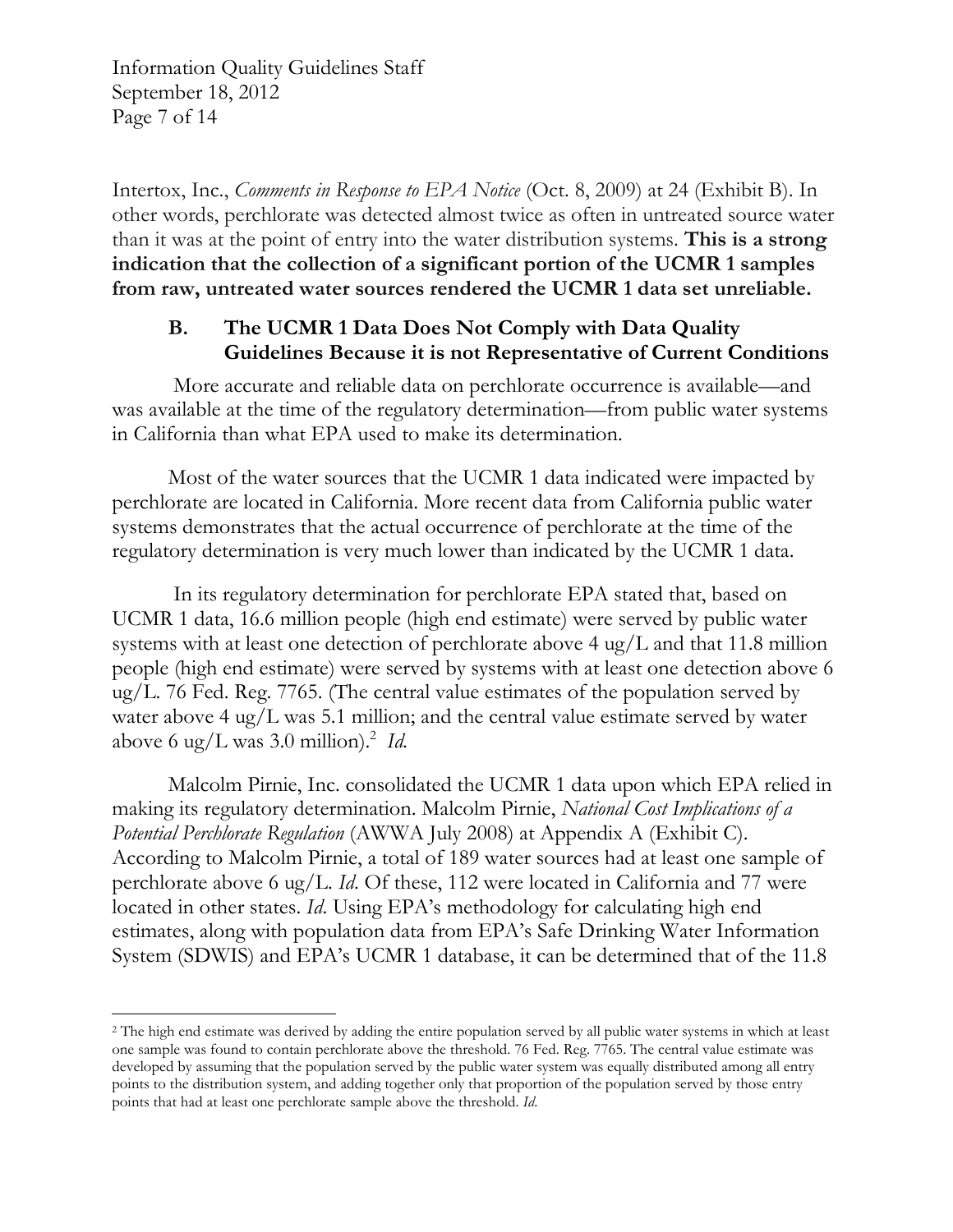Intertox, Inc., *Comments in Response to EPA Notice* (Oct. 8, 2009) at 24 (Exhibit B). In other words, perchlorate was detected almost twice as often in untreated source water than it was at the point of entry into the water distribution systems. **This is a strong indication that the collection of a significant portion of the UCMR 1 samples from raw, untreated water sources rendered the UCMR 1 data set unreliable.**

### B. The UCMR 1 Data Does Not Comply with Data Quality Guidelines Because it is not Representative of Current Conditions

More accurate and reliable data on perchlorate occurrence is available—and was available at the time of the regulatory determination—from public water systems in California than what EPA used to make its determination.

Most of the water sources that the UCMR 1 data indicated were impacted by perchlorate are located in California. More recent data from California public water systems demonstrates that the actual occurrence of perchlorate at the time of the regulatory determination is very much lower than indicated by the UCMR 1 data.

In its regulatory determination for perchlorate EPA stated that, based on UCMR 1 data, 16.6 million people (high end estimate) were served by public water systems with at least one detection of perchlorate above 4 ug/L and that 11.8 million people (high end estimate) were served by systems with at least one detection above 6 ug/L. 76 Fed. Reg. 7765. (The central value estimates of the population served by water above 4 ug/L was 5.1 million; and the central value estimate served by water above 6 ug/L was 3.0 million).[2] *Id.*

Malcolm Pirnie, Inc. consolidated the UCMR 1 data upon which EPA relied in making its regulatory determination. Malcolm Pirnie, *National Cost Implications of a Potential Perchlorate Regulation* (AWWA July 2008) at Appendix A (Exhibit C). According to Malcolm Pirnie, a total of 189 water sources had at least one sample of perchlorate above 6 ug/L. *Id*. Of these, 112 were located in California and 77 were located in other states. *Id*. Using EPA's methodology for calculating high end estimates, along with population data from EPA's Safe Drinking Water Information System (SDWIS) and EPA's UCMR 1 database, it can be determined that of the 11.8

[2] The high end estimate was derived by adding the entire population served by all public water systems in which at least one sample was found to contain perchlorate above the threshold. 76 Fed. Reg. 7765. The central value estimate was developed by assuming that the population served by the public water system was equally distributed among all entry points to the distribution system, and adding together only that proportion of the population served by those entry points that had at least one perchlorate sample above the threshold. *Id.*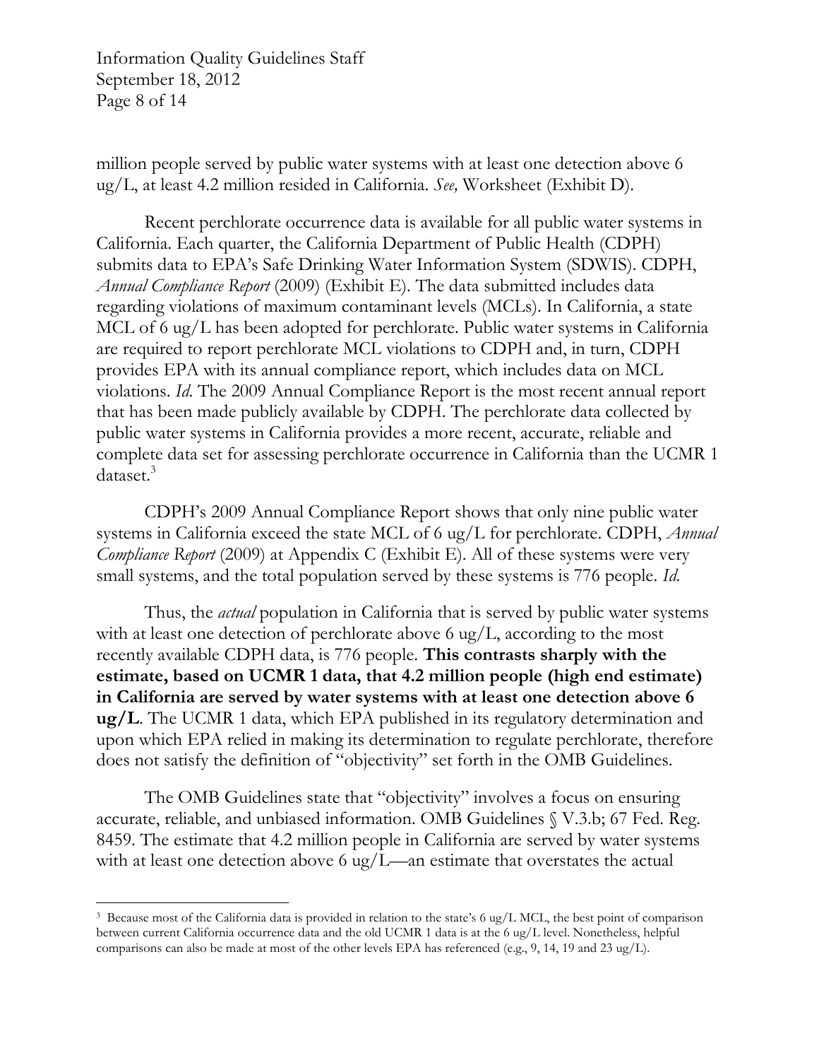million people served by public water systems with at least one detection above 6 ug/L, at least 4.2 million resided in California. *See,* Worksheet (Exhibit D).

Recent perchlorate occurrence data is available for all public water systems in California. Each quarter, the California Department of Public Health (CDPH) submits data to EPA's Safe Drinking Water Information System (SDWIS). CDPH, *Annual Compliance Report* (2009) (Exhibit E). The data submitted includes data regarding violations of maximum contaminant levels (MCLs). In California, a state MCL of 6 ug/L has been adopted for perchlorate. Public water systems in California are required to report perchlorate MCL violations to CDPH and, in turn, CDPH provides EPA with its annual compliance report, which includes data on MCL violations. *Id.* The 2009 Annual Compliance Report is the most recent annual report that has been made publicly available by CDPH. The perchlorate data collected by public water systems in California provides a more recent, accurate, reliable and complete data set for assessing perchlorate occurrence in California than the UCMR 1 dataset.[3]

CDPH's 2009 Annual Compliance Report shows that only nine public water systems in California exceed the state MCL of 6 ug/L for perchlorate. CDPH, *Annual Compliance Report* (2009) at Appendix C (Exhibit E). All of these systems were very small systems, and the total population served by these systems is 776 people. *Id.*

Thus, the *actual* population in California that is served by public water systems with at least one detection of perchlorate above 6 ug/L, according to the most recently available CDPH data, is 776 people. **This contrasts sharply with the estimate, based on UCMR 1 data, that 4.2 million people (high end estimate) in California are served by water systems with at least one detection above 6 ug/L**. The UCMR 1 data, which EPA published in its regulatory determination and upon which EPA relied in making its determination to regulate perchlorate, therefore does not satisfy the definition of "objectivity" set forth in the OMB Guidelines.

The OMB Guidelines state that "objectivity" involves a focus on ensuring accurate, reliable, and unbiased information. OMB Guidelines § V.3.b; 67 Fed. Reg. 8459. The estimate that 4.2 million people in California are served by water systems with at least one detection above 6 ug/L—an estimate that overstates the actual

[3] Because most of the California data is provided in relation to the state's 6 ug/L MCL, the best point of comparison between current California occurrence data and the old UCMR 1 data is at the 6 ug/L level. Nonetheless, helpful comparisons can also be made at most of the other levels EPA has referenced (e.g., 9, 14, 19 and 23 ug/L).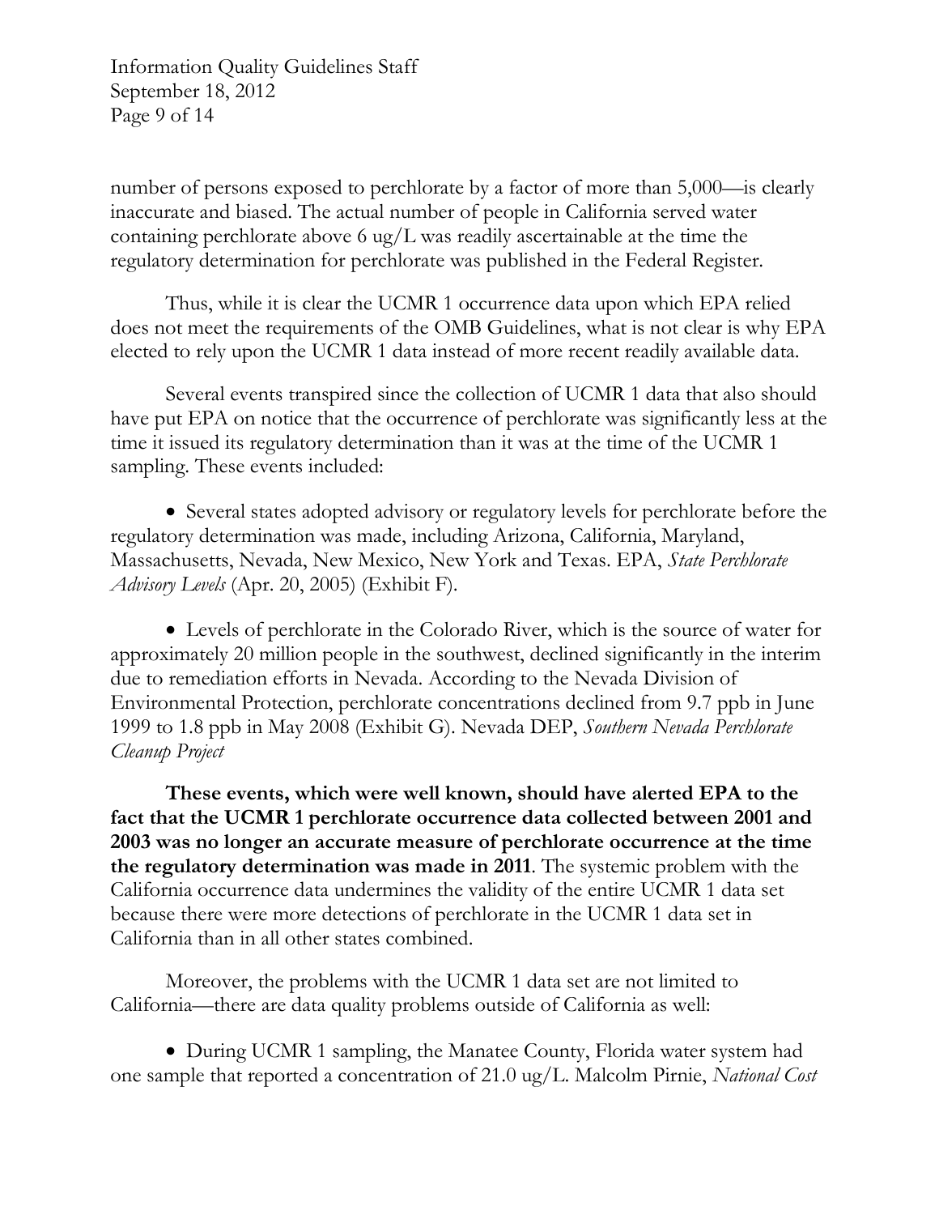number of persons exposed to perchlorate by a factor of more than 5,000—is clearly inaccurate and biased. The actual number of people in California served water containing perchlorate above 6 ug/L was readily ascertainable at the time the regulatory determination for perchlorate was published in the Federal Register.

Thus, while it is clear the UCMR 1 occurrence data upon which EPA relied does not meet the requirements of the OMB Guidelines, what is not clear is why EPA elected to rely upon the UCMR 1 data instead of more recent readily available data.

Several events transpired since the collection of UCMR 1 data that also should have put EPA on notice that the occurrence of perchlorate was significantly less at the time it issued its regulatory determination than it was at the time of the UCMR 1 sampling. These events included:

- Several states adopted advisory or regulatory levels for perchlorate before the regulatory determination was made, including Arizona, California, Maryland, Massachusetts, Nevada, New Mexico, New York and Texas. EPA, *State Perchlorate Advisory Levels* (Apr. 20, 2005) (Exhibit F).

- Levels of perchlorate in the Colorado River, which is the source of water for approximately 20 million people in the southwest, declined significantly in the interim due to remediation efforts in Nevada. According to the Nevada Division of Environmental Protection, perchlorate concentrations declined from 9.7 ppb in June 1999 to 1.8 ppb in May 2008 (Exhibit G). Nevada DEP, *Southern Nevada Perchlorate Cleanup Project*

**These events, which were well known, should have alerted EPA to the fact that the UCMR 1 perchlorate occurrence data collected between 2001 and 2003 was no longer an accurate measure of perchlorate occurrence at the time the regulatory determination was made in 2011**. The systemic problem with the California occurrence data undermines the validity of the entire UCMR 1 data set because there were more detections of perchlorate in the UCMR 1 data set in California than in all other states combined.

Moreover, the problems with the UCMR 1 data set are not limited to California—there are data quality problems outside of California as well:

- During UCMR 1 sampling, the Manatee County, Florida water system had one sample that reported a concentration of 21.0 ug/L. Malcolm Pirnie, *National Cost*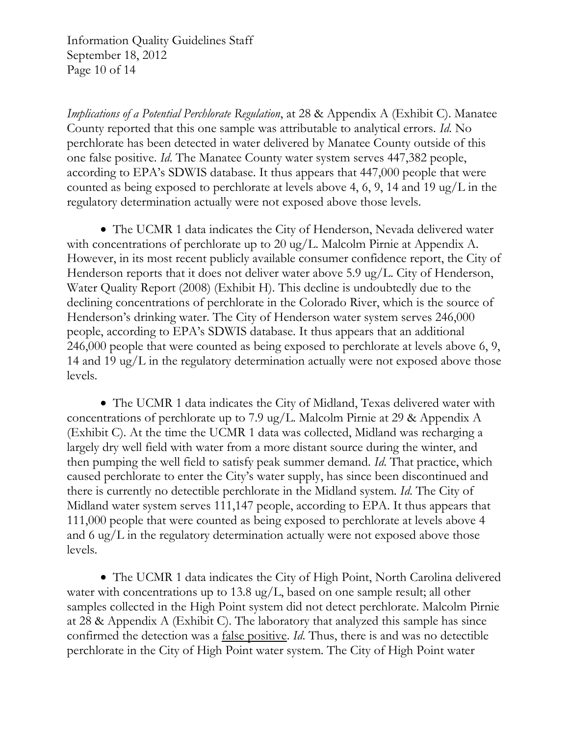*Implications of a Potential Perchlorate Regulation*, at 28 & Appendix A (Exhibit C). Manatee County reported that this one sample was attributable to analytical errors. *Id*. No perchlorate has been detected in water delivered by Manatee County outside of this one false positive. *Id*. The Manatee County water system serves 447,382 people, according to EPA's SDWIS database. It thus appears that 447,000 people that were counted as being exposed to perchlorate at levels above 4, 6, 9, 14 and 19 ug/L in the regulatory determination actually were not exposed above those levels.

- The UCMR 1 data indicates the City of Henderson, Nevada delivered water with concentrations of perchlorate up to 20 ug/L. Malcolm Pirnie at Appendix A. However, in its most recent publicly available consumer confidence report, the City of Henderson reports that it does not deliver water above 5.9 ug/L. City of Henderson, Water Quality Report (2008) (Exhibit H). This decline is undoubtedly due to the declining concentrations of perchlorate in the Colorado River, which is the source of Henderson's drinking water. The City of Henderson water system serves 246,000 people, according to EPA's SDWIS database. It thus appears that an additional 246,000 people that were counted as being exposed to perchlorate at levels above 6, 9, 14 and 19 ug/L in the regulatory determination actually were not exposed above those levels.

- The UCMR 1 data indicates the City of Midland, Texas delivered water with concentrations of perchlorate up to 7.9 ug/L. Malcolm Pirnie at 29 & Appendix A (Exhibit C). At the time the UCMR 1 data was collected, Midland was recharging a largely dry well field with water from a more distant source during the winter, and then pumping the well field to satisfy peak summer demand. *Id*. That practice, which caused perchlorate to enter the City's water supply, has since been discontinued and there is currently no detectible perchlorate in the Midland system. *Id*. The City of Midland water system serves 111,147 people, according to EPA. It thus appears that 111,000 people that were counted as being exposed to perchlorate at levels above 4 and 6 ug/L in the regulatory determination actually were not exposed above those levels.

- The UCMR 1 data indicates the City of High Point, North Carolina delivered water with concentrations up to 13.8 ug/L, based on one sample result; all other samples collected in the High Point system did not detect perchlorate. Malcolm Pirnie at 28 & Appendix A (Exhibit C). The laboratory that analyzed this sample has since confirmed the detection was a <u>false positive</u>. *Id*. Thus, there is and was no detectible perchlorate in the City of High Point water system. The City of High Point water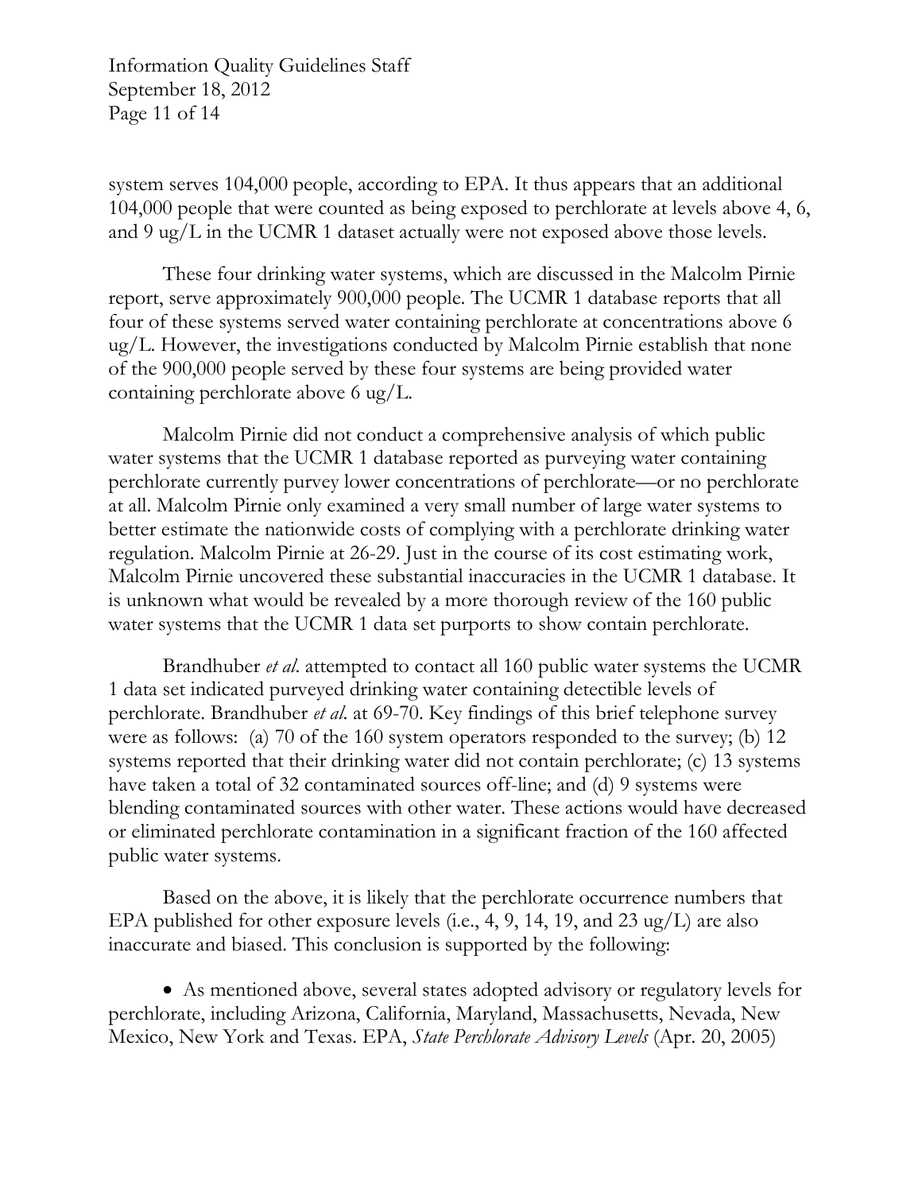system serves 104,000 people, according to EPA. It thus appears that an additional 104,000 people that were counted as being exposed to perchlorate at levels above 4, 6, and 9 ug/L in the UCMR 1 dataset actually were not exposed above those levels.

These four drinking water systems, which are discussed in the Malcolm Pirnie report, serve approximately 900,000 people. The UCMR 1 database reports that all four of these systems served water containing perchlorate at concentrations above 6 ug/L. However, the investigations conducted by Malcolm Pirnie establish that none of the 900,000 people served by these four systems are being provided water containing perchlorate above 6 ug/L.

Malcolm Pirnie did not conduct a comprehensive analysis of which public water systems that the UCMR 1 database reported as purveying water containing perchlorate currently purvey lower concentrations of perchlorate—or no perchlorate at all. Malcolm Pirnie only examined a very small number of large water systems to better estimate the nationwide costs of complying with a perchlorate drinking water regulation. Malcolm Pirnie at 26-29. Just in the course of its cost estimating work, Malcolm Pirnie uncovered these substantial inaccuracies in the UCMR 1 database. It is unknown what would be revealed by a more thorough review of the 160 public water systems that the UCMR 1 data set purports to show contain perchlorate.

Brandhuber *et al*. attempted to contact all 160 public water systems the UCMR 1 data set indicated purveyed drinking water containing detectible levels of perchlorate. Brandhuber *et al*. at 69-70. Key findings of this brief telephone survey were as follows: (a) 70 of the 160 system operators responded to the survey; (b) 12 systems reported that their drinking water did not contain perchlorate; (c) 13 systems have taken a total of 32 contaminated sources off-line; and (d) 9 systems were blending contaminated sources with other water. These actions would have decreased or eliminated perchlorate contamination in a significant fraction of the 160 affected public water systems.

Based on the above, it is likely that the perchlorate occurrence numbers that EPA published for other exposure levels (i.e., 4, 9, 14, 19, and 23 ug/L) are also inaccurate and biased. This conclusion is supported by the following:

- As mentioned above, several states adopted advisory or regulatory levels for perchlorate, including Arizona, California, Maryland, Massachusetts, Nevada, New Mexico, New York and Texas. EPA, *State Perchlorate Advisory Levels* (Apr. 20, 2005)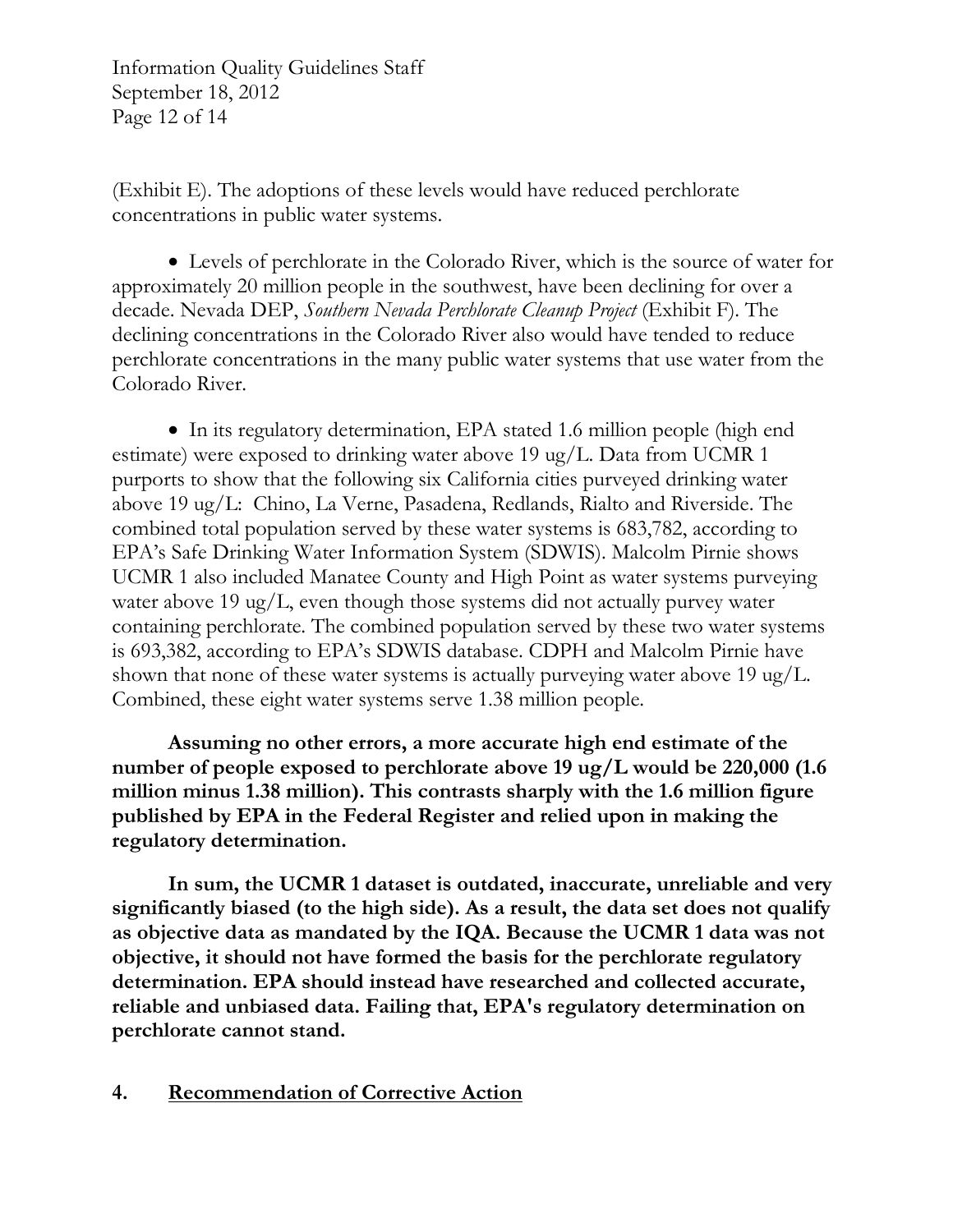(Exhibit E). The adoptions of these levels would have reduced perchlorate concentrations in public water systems.

- Levels of perchlorate in the Colorado River, which is the source of water for approximately 20 million people in the southwest, have been declining for over a decade. Nevada DEP, *Southern Nevada Perchlorate Cleanup Project* (Exhibit F). The declining concentrations in the Colorado River also would have tended to reduce perchlorate concentrations in the many public water systems that use water from the Colorado River.

- In its regulatory determination, EPA stated 1.6 million people (high end estimate) were exposed to drinking water above 19 ug/L. Data from UCMR 1 purports to show that the following six California cities purveyed drinking water above 19 ug/L: Chino, La Verne, Pasadena, Redlands, Rialto and Riverside. The combined total population served by these water systems is 683,782, according to EPA's Safe Drinking Water Information System (SDWIS). Malcolm Pirnie shows UCMR 1 also included Manatee County and High Point as water systems purveying water above 19 ug/L, even though those systems did not actually purvey water containing perchlorate. The combined population served by these two water systems is 693,382, according to EPA's SDWIS database. CDPH and Malcolm Pirnie have shown that none of these water systems is actually purveying water above 19 ug/L. Combined, these eight water systems serve 1.38 million people.

**Assuming no other errors, a more accurate high end estimate of the number of people exposed to perchlorate above 19 ug/L would be 220,000 (1.6 million minus 1.38 million). This contrasts sharply with the 1.6 million figure published by EPA in the Federal Register and relied upon in making the regulatory determination.**

**In sum, the UCMR 1 dataset is outdated, inaccurate, unreliable and very significantly biased (to the high side). As a result, the data set does not qualify as objective data as mandated by the IQA. Because the UCMR 1 data was not objective, it should not have formed the basis for the perchlorate regulatory determination. EPA should instead have researched and collected accurate, reliable and unbiased data. Failing that, EPA's regulatory determination on perchlorate cannot stand.**

## 4. <u>Recommendation of Corrective Action</u>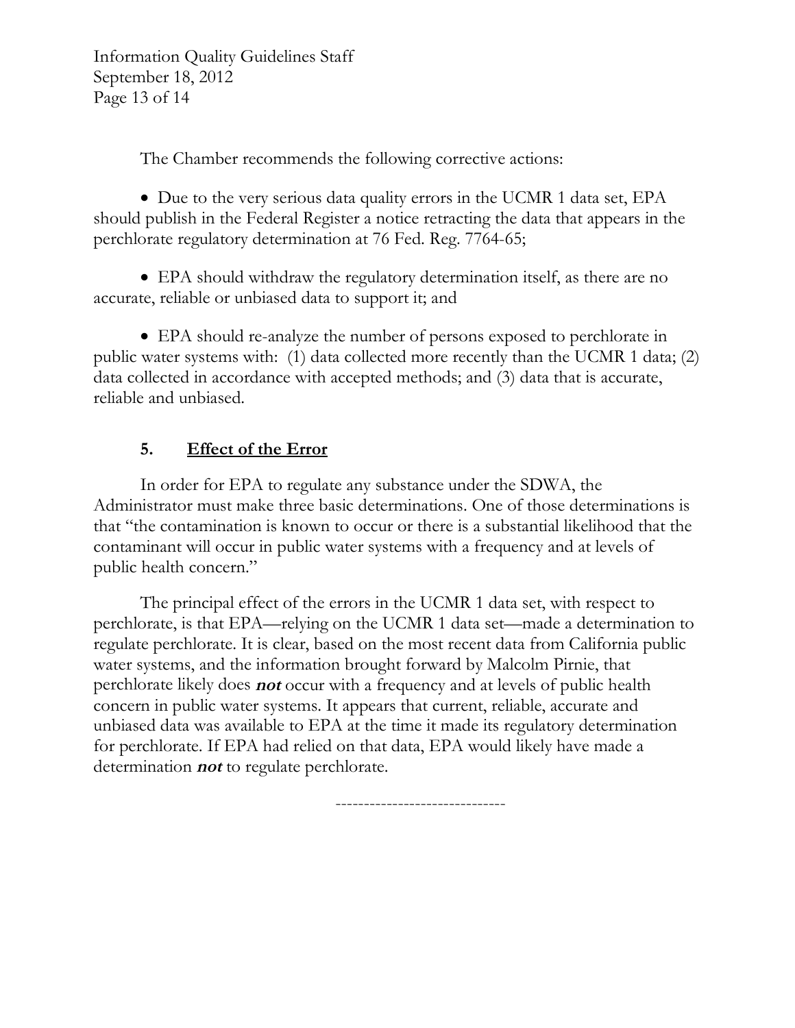The Chamber recommends the following corrective actions:

- Due to the very serious data quality errors in the UCMR 1 data set, EPA should publish in the Federal Register a notice retracting the data that appears in the perchlorate regulatory determination at 76 Fed. Reg. 7764-65;

- EPA should withdraw the regulatory determination itself, as there are no accurate, reliable or unbiased data to support it; and

- EPA should re-analyze the number of persons exposed to perchlorate in public water systems with: (1) data collected more recently than the UCMR 1 data; (2) data collected in accordance with accepted methods; and (3) data that is accurate, reliable and unbiased.

## 5. <u>Effect of the Error</u>

In order for EPA to regulate any substance under the SDWA, the Administrator must make three basic determinations. One of those determinations is that "the contamination is known to occur or there is a substantial likelihood that the contaminant will occur in public water systems with a frequency and at levels of public health concern."

The principal effect of the errors in the UCMR 1 data set, with respect to perchlorate, is that EPA—relying on the UCMR 1 data set—made a determination to regulate perchlorate. It is clear, based on the most recent data from California public water systems, and the information brought forward by Malcolm Pirnie, that perchlorate likely does ***not*** occur with a frequency and at levels of public health concern in public water systems. It appears that current, reliable, accurate and unbiased data was available to EPA at the time it made its regulatory determination for perchlorate. If EPA had relied on that data, EPA would likely have made a determination ***not*** to regulate perchlorate.

-----------------------------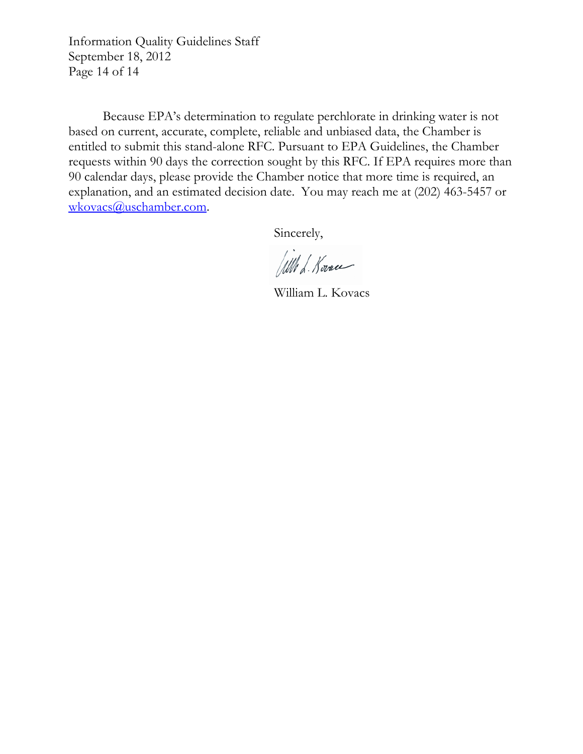Because EPA's determination to regulate perchlorate in drinking water is not based on current, accurate, complete, reliable and unbiased data, the Chamber is entitled to submit this stand-alone RFC. Pursuant to EPA Guidelines, the Chamber requests within 90 days the correction sought by this RFC. If EPA requires more than 90 calendar days, please provide the Chamber notice that more time is required, an explanation, and an estimated decision date. You may reach me at (202) 463-5457 or wkovacs@uschamber.com.

Sincerely,

William L. Kovacs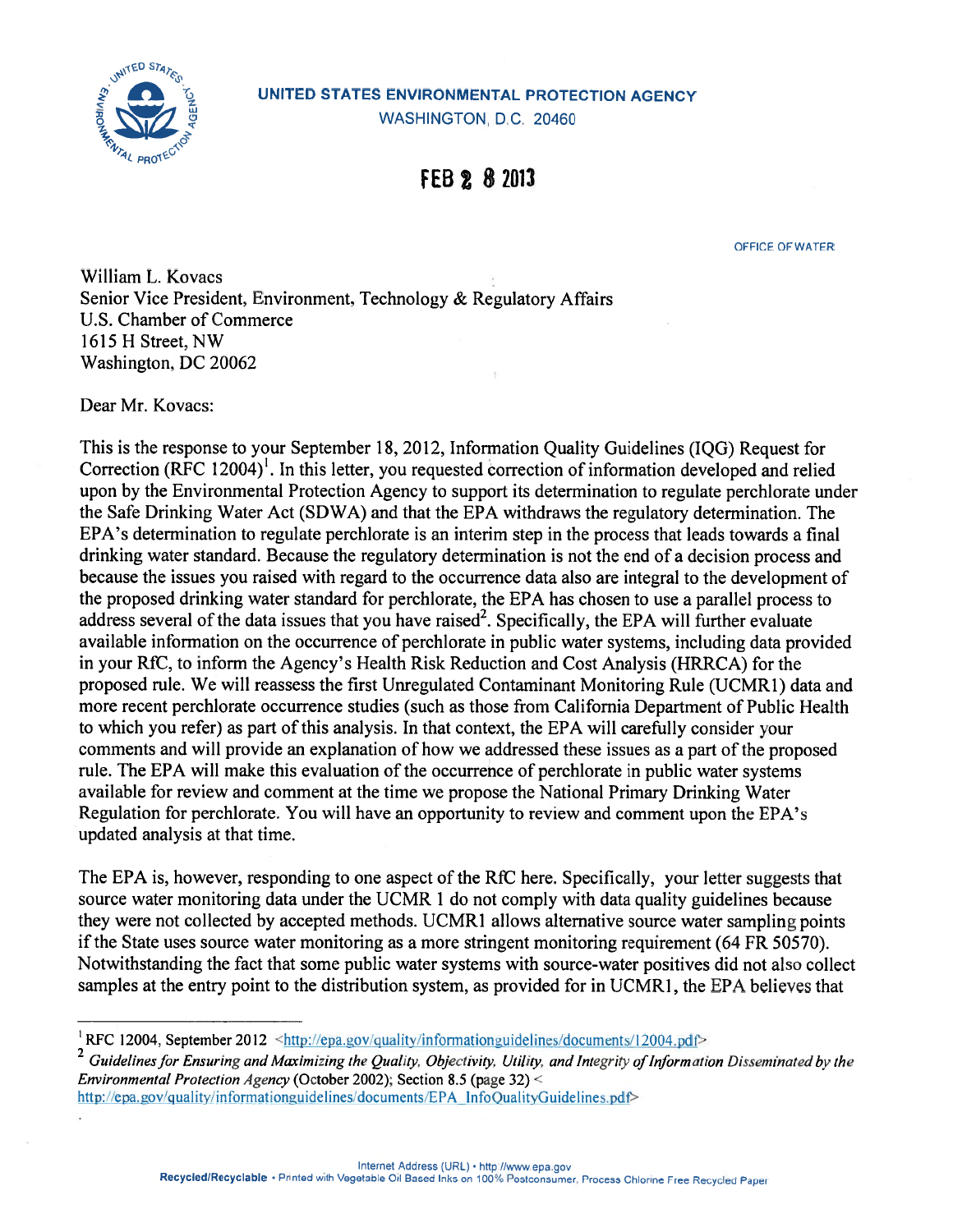**UNITED STATES ENVIRONMENTAL PROTECTION AGENCY**
WASHINGTON, D.C. 20460

**FEB 28 2013**

OFFICE OF WATER

William L. Kovacs
Senior Vice President, Environment, Technology & Regulatory Affairs
U.S. Chamber of Commerce
1615 H Street, NW
Washington, DC 20062

Dear Mr. Kovacs:

This is the response to your September 18, 2012, Information Quality Guidelines (IQG) Request for Correction (RFC 12004)[1]. In this letter, you requested correction of information developed and relied upon by the Environmental Protection Agency to support its determination to regulate perchlorate under the Safe Drinking Water Act (SDWA) and that the EPA withdraws the regulatory determination. The EPA's determination to regulate perchlorate is an interim step in the process that leads towards a final drinking water standard. Because the regulatory determination is not the end of a decision process and because the issues you raised with regard to the occurrence data also are integral to the development of the proposed drinking water standard for perchlorate, the EPA has chosen to use a parallel process to address several of the data issues that you have raised[2]. Specifically, the EPA will further evaluate available information on the occurrence of perchlorate in public water systems, including data provided in your RfC, to inform the Agency's Health Risk Reduction and Cost Analysis (HRRCA) for the proposed rule. We will reassess the first Unregulated Contaminant Monitoring Rule (UCMR1) data and more recent perchlorate occurrence studies (such as those from California Department of Public Health to which you refer) as part of this analysis. In that context, the EPA will carefully consider your comments and will provide an explanation of how we addressed these issues as a part of the proposed rule. The EPA will make this evaluation of the occurrence of perchlorate in public water systems available for review and comment at the time we propose the National Primary Drinking Water Regulation for perchlorate. You will have an opportunity to review and comment upon the EPA's updated analysis at that time.

The EPA is, however, responding to one aspect of the RfC here. Specifically, your letter suggests that source water monitoring data under the UCMR 1 do not comply with data quality guidelines because they were not collected by accepted methods. UCMR1 allows alternative source water sampling points if the State uses source water monitoring as a more stringent monitoring requirement (64 FR 50570). Notwithstanding the fact that some public water systems with source-water positives did not also collect samples at the entry point to the distribution system, as provided for in UCMR1, the EPA believes that

---

[1] RFC 12004, September 2012 <http://epa.gov/quality/informationguidelines/documents/12004.pdf>

[2] *Guidelines for Ensuring and Maximizing the Quality, Objectivity, Utility, and Integrity of Information Disseminated by the Environmental Protection Agency* (October 2002); Section 8.5 (page 32) <http://epa.gov/quality/informationguidelines/documents/EPA_InfoQualityGuidelines.pdf>

Internet Address (URL) • http://www.epa.gov
Recycled/Recyclable • Printed with Vegetable Oil Based Inks on 100% Postconsumer, Process Chlorine Free Recycled Paper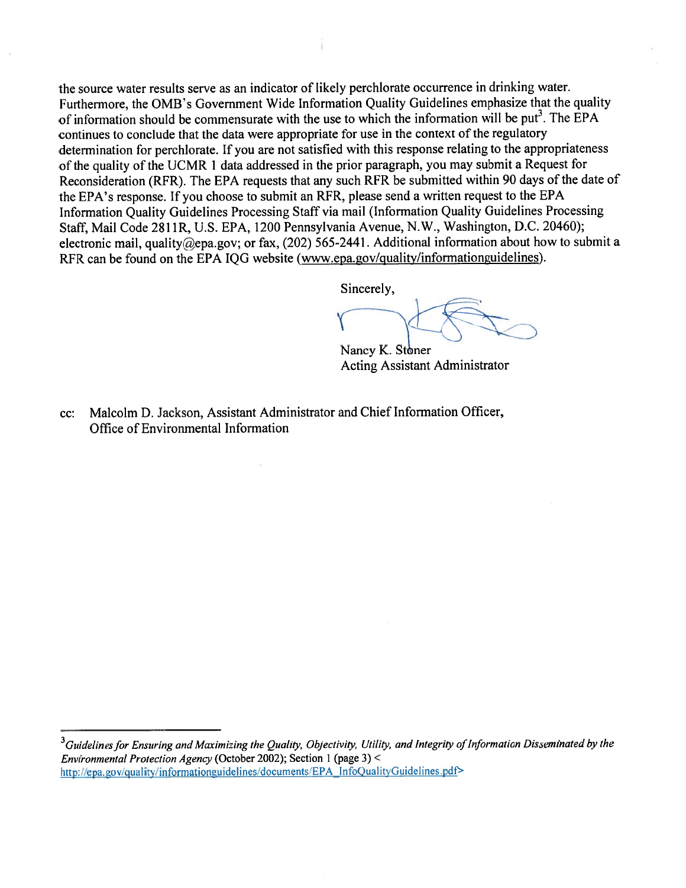the source water results serve as an indicator of likely perchlorate occurrence in drinking water. Furthermore, the OMB's Government Wide Information Quality Guidelines emphasize that the quality of information should be commensurate with the use to which the information will be put[3]. The EPA continues to conclude that the data were appropriate for use in the context of the regulatory determination for perchlorate. If you are not satisfied with this response relating to the appropriateness of the quality of the UCMR 1 data addressed in the prior paragraph, you may submit a Request for Reconsideration (RFR). The EPA requests that any such RFR be submitted within 90 days of the date of the EPA's response. If you choose to submit an RFR, please send a written request to the EPA Information Quality Guidelines Processing Staff via mail (Information Quality Guidelines Processing Staff, Mail Code 2811R, U.S. EPA, 1200 Pennsylvania Avenue, N.W., Washington, D.C. 20460); electronic mail, quality@epa.gov; or fax, (202) 565-2441. Additional information about how to submit a RFR can be found on the EPA IQG website (www.epa.gov/quality/informationguidelines).

Sincerely,

Nancy K. Stoner
Acting Assistant Administrator

cc: Malcolm D. Jackson, Assistant Administrator and Chief Information Officer, Office of Environmental Information

---

[3] *Guidelines for Ensuring and Maximizing the Quality, Objectivity, Utility, and Integrity of Information Disseminated by the Environmental Protection Agency* (October 2002); Section 1 (page 3) < http://epa.gov/quality/informationguidelines/documents/EPA_InfoQualityGuidelines.pdf>